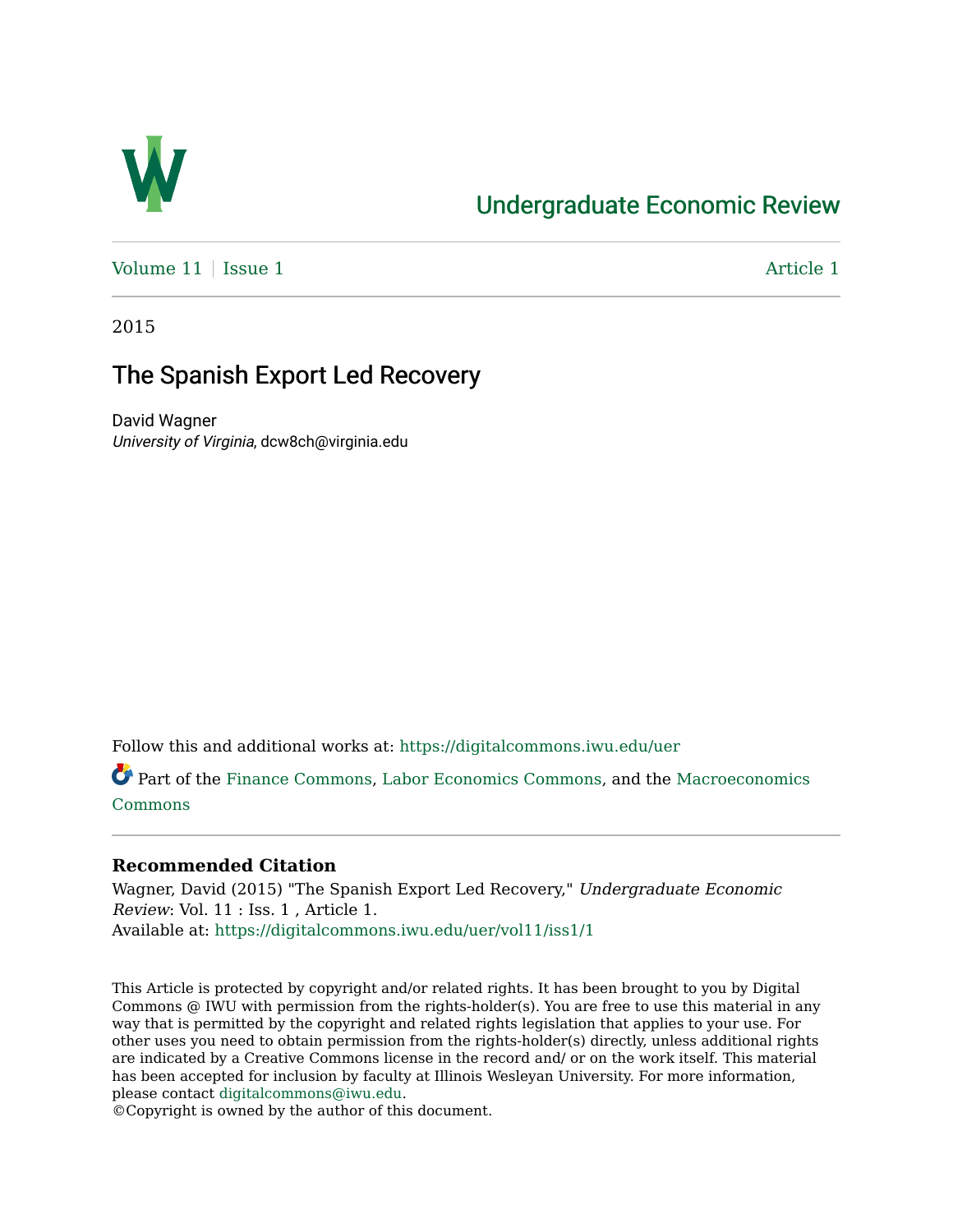# Undergraduate Economic Review

Volume 11 | Issue 1 — Article 1

2015

## The Spanish Export Led Recovery

David Wagner
*University of Virginia*, dcw8ch@virginia.edu

Follow this and additional works at: https://digitalcommons.iwu.edu/uer

Part of the Finance Commons, Labor Economics Commons, and the Macroeconomics Commons

### Recommended Citation

Wagner, David (2015) "The Spanish Export Led Recovery," *Undergraduate Economic Review*: Vol. 11 : Iss. 1 , Article 1.
Available at: https://digitalcommons.iwu.edu/uer/vol11/iss1/1

This Article is protected by copyright and/or related rights. It has been brought to you by Digital Commons @ IWU with permission from the rights-holder(s). You are free to use this material in any way that is permitted by the copyright and related rights legislation that applies to your use. For other uses you need to obtain permission from the rights-holder(s) directly, unless additional rights are indicated by a Creative Commons license in the record and/ or on the work itself. This material has been accepted for inclusion by faculty at Illinois Wesleyan University. For more information, please contact digitalcommons@iwu.edu.
©Copyright is owned by the author of this document.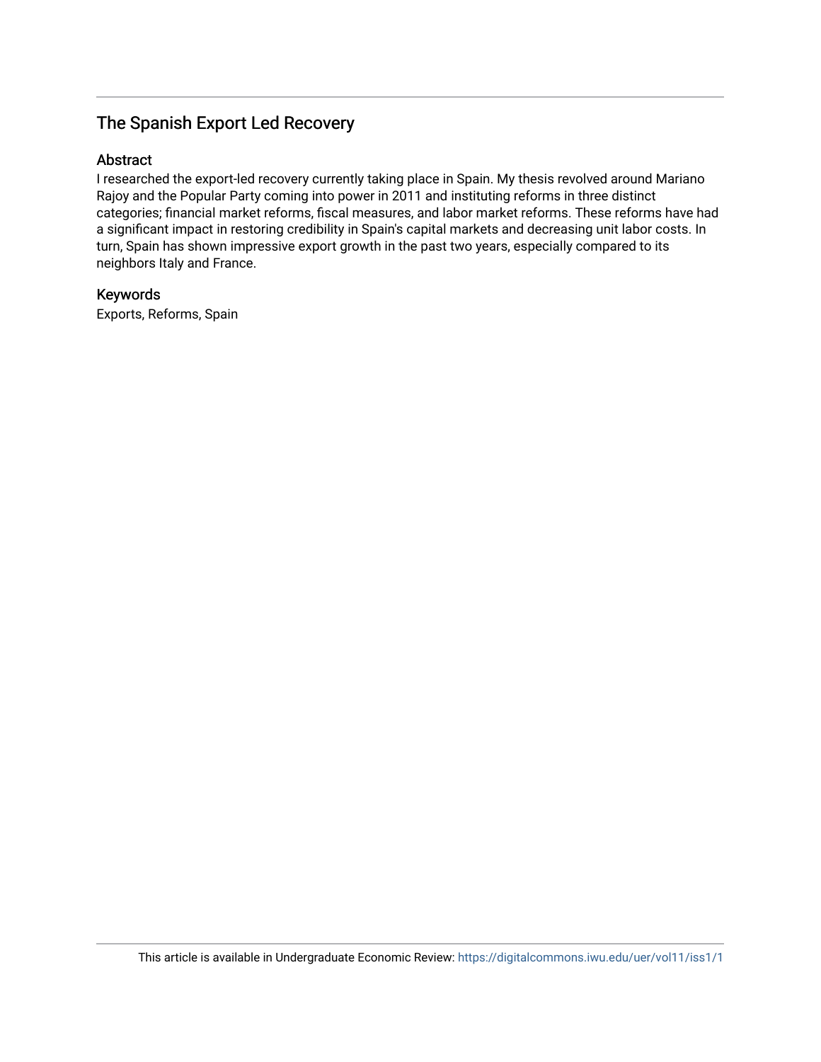## The Spanish Export Led Recovery

### Abstract

I researched the export-led recovery currently taking place in Spain. My thesis revolved around Mariano Rajoy and the Popular Party coming into power in 2011 and instituting reforms in three distinct categories; financial market reforms, fiscal measures, and labor market reforms. These reforms have had a significant impact in restoring credibility in Spain's capital markets and decreasing unit labor costs. In turn, Spain has shown impressive export growth in the past two years, especially compared to its neighbors Italy and France.

### Keywords

Exports, Reforms, Spain

This article is available in Undergraduate Economic Review: https://digitalcommons.iwu.edu/uer/vol11/iss1/1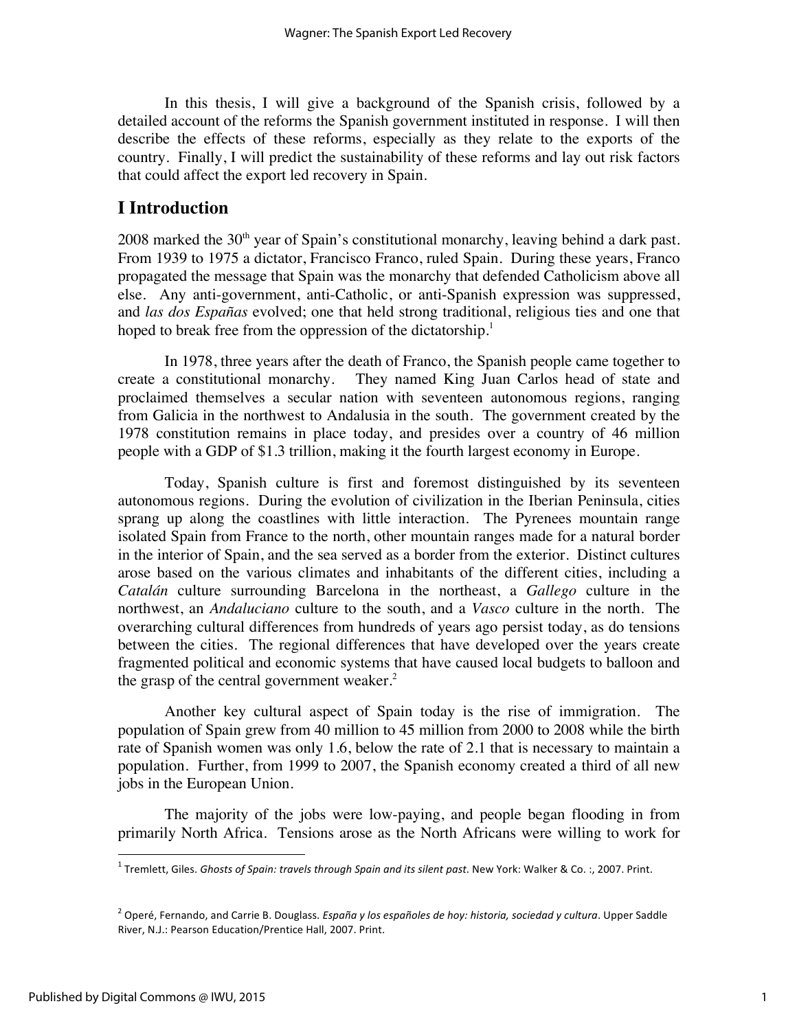In this thesis, I will give a background of the Spanish crisis, followed by a detailed account of the reforms the Spanish government instituted in response. I will then describe the effects of these reforms, especially as they relate to the exports of the country. Finally, I will predict the sustainability of these reforms and lay out risk factors that could affect the export led recovery in Spain.

## I Introduction

2008 marked the 30th year of Spain's constitutional monarchy, leaving behind a dark past. From 1939 to 1975 a dictator, Francisco Franco, ruled Spain. During these years, Franco propagated the message that Spain was the monarchy that defended Catholicism above all else. Any anti-government, anti-Catholic, or anti-Spanish expression was suppressed, and *las dos Españas* evolved; one that held strong traditional, religious ties and one that hoped to break free from the oppression of the dictatorship.[1]

In 1978, three years after the death of Franco, the Spanish people came together to create a constitutional monarchy. They named King Juan Carlos head of state and proclaimed themselves a secular nation with seventeen autonomous regions, ranging from Galicia in the northwest to Andalusia in the south. The government created by the 1978 constitution remains in place today, and presides over a country of 46 million people with a GDP of $1.3 trillion, making it the fourth largest economy in Europe.

Today, Spanish culture is first and foremost distinguished by its seventeen autonomous regions. During the evolution of civilization in the Iberian Peninsula, cities sprang up along the coastlines with little interaction. The Pyrenees mountain range isolated Spain from France to the north, other mountain ranges made for a natural border in the interior of Spain, and the sea served as a border from the exterior. Distinct cultures arose based on the various climates and inhabitants of the different cities, including a *Catalán* culture surrounding Barcelona in the northeast, a *Gallego* culture in the northwest, an *Andaluciano* culture to the south, and a *Vasco* culture in the north. The overarching cultural differences from hundreds of years ago persist today, as do tensions between the cities. The regional differences that have developed over the years create fragmented political and economic systems that have caused local budgets to balloon and the grasp of the central government weaker.[2]

Another key cultural aspect of Spain today is the rise of immigration. The population of Spain grew from 40 million to 45 million from 2000 to 2008 while the birth rate of Spanish women was only 1.6, below the rate of 2.1 that is necessary to maintain a population. Further, from 1999 to 2007, the Spanish economy created a third of all new jobs in the European Union.

The majority of the jobs were low-paying, and people began flooding in from primarily North Africa. Tensions arose as the North Africans were willing to work for

---

[1] Tremlett, Giles. *Ghosts of Spain: travels through Spain and its silent past*. New York: Walker & Co. :, 2007. Print.

[2] Operé, Fernando, and Carrie B. Douglass. *España y los españoles de hoy: historia, sociedad y cultura*. Upper Saddle River, N.J.: Pearson Education/Prentice Hall, 2007. Print.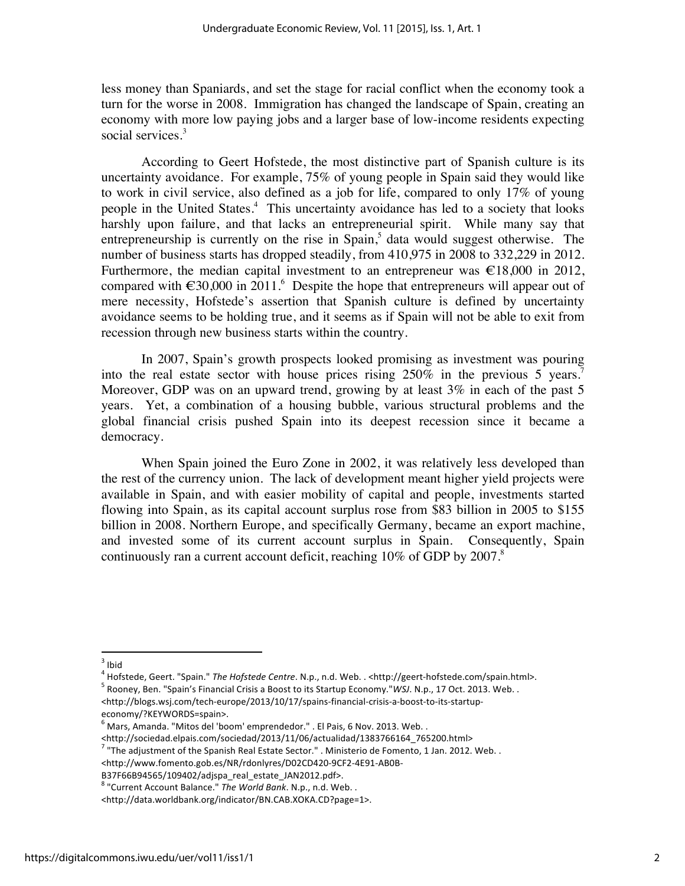less money than Spaniards, and set the stage for racial conflict when the economy took a turn for the worse in 2008. Immigration has changed the landscape of Spain, creating an economy with more low paying jobs and a larger base of low-income residents expecting social services.[3]

According to Geert Hofstede, the most distinctive part of Spanish culture is its uncertainty avoidance. For example, 75% of young people in Spain said they would like to work in civil service, also defined as a job for life, compared to only 17% of young people in the United States.[4] This uncertainty avoidance has led to a society that looks harshly upon failure, and that lacks an entrepreneurial spirit. While many say that entrepreneurship is currently on the rise in Spain,[5] data would suggest otherwise. The number of business starts has dropped steadily, from 410,975 in 2008 to 332,229 in 2012. Furthermore, the median capital investment to an entrepreneur was €18,000 in 2012, compared with €30,000 in 2011.[6] Despite the hope that entrepreneurs will appear out of mere necessity, Hofstede's assertion that Spanish culture is defined by uncertainty avoidance seems to be holding true, and it seems as if Spain will not be able to exit from recession through new business starts within the country.

In 2007, Spain's growth prospects looked promising as investment was pouring into the real estate sector with house prices rising 250% in the previous 5 years.[7] Moreover, GDP was on an upward trend, growing by at least 3% in each of the past 5 years. Yet, a combination of a housing bubble, various structural problems and the global financial crisis pushed Spain into its deepest recession since it became a democracy.

When Spain joined the Euro Zone in 2002, it was relatively less developed than the rest of the currency union. The lack of development meant higher yield projects were available in Spain, and with easier mobility of capital and people, investments started flowing into Spain, as its capital account surplus rose from $83 billion in 2005 to $155 billion in 2008. Northern Europe, and specifically Germany, became an export machine, and invested some of its current account surplus in Spain. Consequently, Spain continuously ran a current account deficit, reaching 10% of GDP by 2007.[8]

---

[3] Ibid

[4] Hofstede, Geert. "Spain." *The Hofstede Centre*. N.p., n.d. Web. . <http://geert-hofstede.com/spain.html>.

[5] Rooney, Ben. "Spain's Financial Crisis a Boost to its Startup Economy."*WSJ*. N.p., 17 Oct. 2013. Web. . <http://blogs.wsj.com/tech-europe/2013/10/17/spains-financial-crisis-a-boost-to-its-startup-economy/?KEYWORDS=spain>.

[6] Mars, Amanda. "Mitos del 'boom' emprendedor." . El Pais, 6 Nov. 2013. Web. . <http://sociedad.elpais.com/sociedad/2013/11/06/actualidad/1383766164_765200.html>

[7] "The adjustment of the Spanish Real Estate Sector." . Ministerio de Fomento, 1 Jan. 2012. Web. . <http://www.fomento.gob.es/NR/rdonlyres/D02CD420-9CF2-4E91-AB0B-B37F66B94565/109402/adjspa_real_estate_JAN2012.pdf>.

[8] "Current Account Balance." *The World Bank*. N.p., n.d. Web. . <http://data.worldbank.org/indicator/BN.CAB.XOKA.CD?page=1>.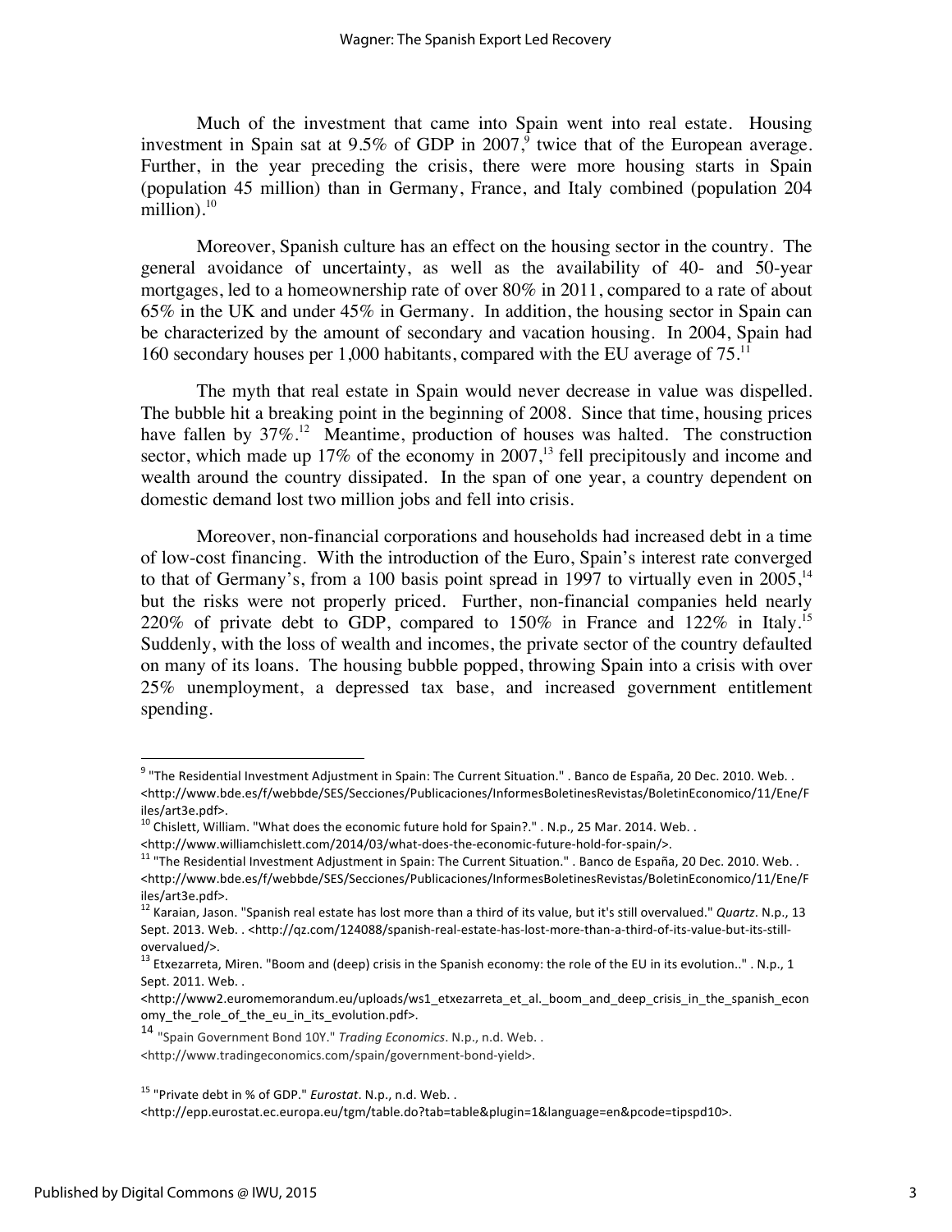Much of the investment that came into Spain went into real estate. Housing investment in Spain sat at 9.5% of GDP in 2007,[9] twice that of the European average. Further, in the year preceding the crisis, there were more housing starts in Spain (population 45 million) than in Germany, France, and Italy combined (population 204 million).[10]

Moreover, Spanish culture has an effect on the housing sector in the country. The general avoidance of uncertainty, as well as the availability of 40- and 50-year mortgages, led to a homeownership rate of over 80% in 2011, compared to a rate of about 65% in the UK and under 45% in Germany. In addition, the housing sector in Spain can be characterized by the amount of secondary and vacation housing. In 2004, Spain had 160 secondary houses per 1,000 habitants, compared with the EU average of 75.[11]

The myth that real estate in Spain would never decrease in value was dispelled. The bubble hit a breaking point in the beginning of 2008. Since that time, housing prices have fallen by 37%.[12] Meantime, production of houses was halted. The construction sector, which made up 17% of the economy in 2007,[13] fell precipitously and income and wealth around the country dissipated. In the span of one year, a country dependent on domestic demand lost two million jobs and fell into crisis.

Moreover, non-financial corporations and households had increased debt in a time of low-cost financing. With the introduction of the Euro, Spain's interest rate converged to that of Germany's, from a 100 basis point spread in 1997 to virtually even in 2005,[14] but the risks were not properly priced. Further, non-financial companies held nearly 220% of private debt to GDP, compared to 150% in France and 122% in Italy.[15] Suddenly, with the loss of wealth and incomes, the private sector of the country defaulted on many of its loans. The housing bubble popped, throwing Spain into a crisis with over 25% unemployment, a depressed tax base, and increased government entitlement spending.

---

[9] "The Residential Investment Adjustment in Spain: The Current Situation." . Banco de España, 20 Dec. 2010. Web. . <http://www.bde.es/f/webbde/SES/Secciones/Publicaciones/InformesBoletinesRevistas/BoletinEconomico/11/Ene/Files/art3e.pdf>.

[10] Chislett, William. "What does the economic future hold for Spain?." . N.p., 25 Mar. 2014. Web. . <http://www.williamchislett.com/2014/03/what-does-the-economic-future-hold-for-spain/>.

[11] "The Residential Investment Adjustment in Spain: The Current Situation." . Banco de España, 20 Dec. 2010. Web. . <http://www.bde.es/f/webbde/SES/Secciones/Publicaciones/InformesBoletinesRevistas/BoletinEconomico/11/Ene/Files/art3e.pdf>.

[12] Karaian, Jason. "Spanish real estate has lost more than a third of its value, but it's still overvalued." *Quartz*. N.p., 13 Sept. 2013. Web. . <http://qz.com/124088/spanish-real-estate-has-lost-more-than-a-third-of-its-value-but-its-still-overvalued/>.

[13] Etxezarreta, Miren. "Boom and (deep) crisis in the Spanish economy: the role of the EU in its evolution.." . N.p., 1 Sept. 2011. Web. . <http://www2.euromemorandum.eu/uploads/ws1_etxezarreta_et_al._boom_and_deep_crisis_in_the_spanish_economy_the_role_of_the_eu_in_its_evolution.pdf>.

[14] "Spain Government Bond 10Y." *Trading Economics*. N.p., n.d. Web. . <http://www.tradingeconomics.com/spain/government-bond-yield>.

[15] "Private debt in % of GDP." *Eurostat*. N.p., n.d. Web. . <http://epp.eurostat.ec.europa.eu/tgm/table.do?tab=table&plugin=1&language=en&pcode=tipspd10>.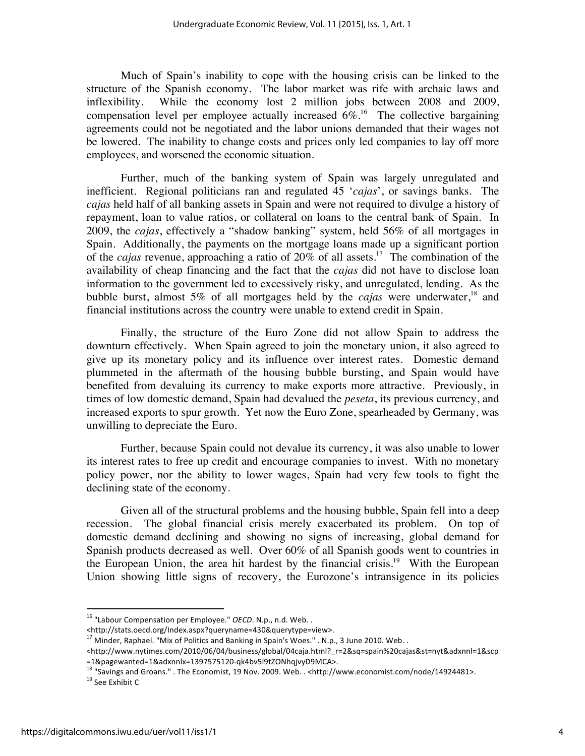Much of Spain's inability to cope with the housing crisis can be linked to the structure of the Spanish economy. The labor market was rife with archaic laws and inflexibility. While the economy lost 2 million jobs between 2008 and 2009, compensation level per employee actually increased 6%.[16] The collective bargaining agreements could not be negotiated and the labor unions demanded that their wages not be lowered. The inability to change costs and prices only led companies to lay off more employees, and worsened the economic situation.

Further, much of the banking system of Spain was largely unregulated and inefficient. Regional politicians ran and regulated 45 '*cajas*', or savings banks. The *cajas* held half of all banking assets in Spain and were not required to divulge a history of repayment, loan to value ratios, or collateral on loans to the central bank of Spain. In 2009, the *cajas*, effectively a "shadow banking" system, held 56% of all mortgages in Spain. Additionally, the payments on the mortgage loans made up a significant portion of the *cajas* revenue, approaching a ratio of 20% of all assets.[17] The combination of the availability of cheap financing and the fact that the *cajas* did not have to disclose loan information to the government led to excessively risky, and unregulated, lending. As the bubble burst, almost 5% of all mortgages held by the *cajas* were underwater,[18] and financial institutions across the country were unable to extend credit in Spain.

Finally, the structure of the Euro Zone did not allow Spain to address the downturn effectively. When Spain agreed to join the monetary union, it also agreed to give up its monetary policy and its influence over interest rates. Domestic demand plummeted in the aftermath of the housing bubble bursting, and Spain would have benefited from devaluing its currency to make exports more attractive. Previously, in times of low domestic demand, Spain had devalued the *peseta*, its previous currency, and increased exports to spur growth. Yet now the Euro Zone, spearheaded by Germany, was unwilling to depreciate the Euro.

Further, because Spain could not devalue its currency, it was also unable to lower its interest rates to free up credit and encourage companies to invest. With no monetary policy power, nor the ability to lower wages, Spain had very few tools to fight the declining state of the economy.

Given all of the structural problems and the housing bubble, Spain fell into a deep recession. The global financial crisis merely exacerbated its problem. On top of domestic demand declining and showing no signs of increasing, global demand for Spanish products decreased as well. Over 60% of all Spanish goods went to countries in the European Union, the area hit hardest by the financial crisis.[19] With the European Union showing little signs of recovery, the Eurozone's intransigence in its policies

---

[16] "Labour Compensation per Employee." *OECD*. N.p., n.d. Web. . <http://stats.oecd.org/Index.aspx?queryname=430&querytype=view>.

[17] Minder, Raphael. "Mix of Politics and Banking in Spain's Woes." . N.p., 3 June 2010. Web. . <http://www.nytimes.com/2010/06/04/business/global/04caja.html?_r=2&sq=spain%20cajas&st=nyt&adxnnl=1&scp=1&pagewanted=1&adxnnlx=1397575120-qk4bv5l9tZONhqjvyD9MCA>.

[18] "Savings and Groans." . The Economist, 19 Nov. 2009. Web. . <http://www.economist.com/node/14924481>.

[19] See Exhibit C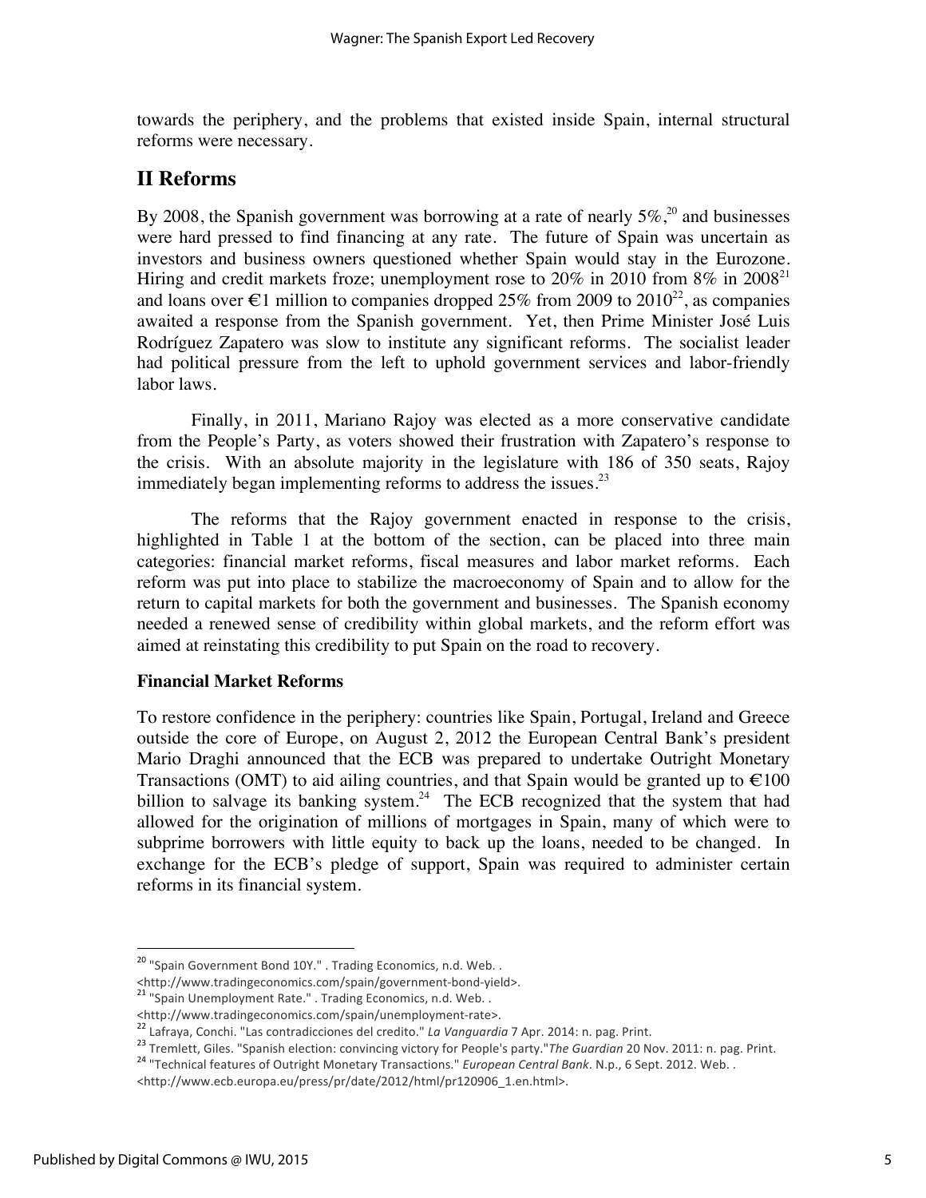towards the periphery, and the problems that existed inside Spain, internal structural reforms were necessary.

## II Reforms

By 2008, the Spanish government was borrowing at a rate of nearly 5%,[20] and businesses were hard pressed to find financing at any rate. The future of Spain was uncertain as investors and business owners questioned whether Spain would stay in the Eurozone. Hiring and credit markets froze; unemployment rose to 20% in 2010 from 8% in 2008[21] and loans over €1 million to companies dropped 25% from 2009 to 2010[22], as companies awaited a response from the Spanish government. Yet, then Prime Minister José Luis Rodríguez Zapatero was slow to institute any significant reforms. The socialist leader had political pressure from the left to uphold government services and labor-friendly labor laws.

Finally, in 2011, Mariano Rajoy was elected as a more conservative candidate from the People's Party, as voters showed their frustration with Zapatero's response to the crisis. With an absolute majority in the legislature with 186 of 350 seats, Rajoy immediately began implementing reforms to address the issues.[23]

The reforms that the Rajoy government enacted in response to the crisis, highlighted in Table 1 at the bottom of the section, can be placed into three main categories: financial market reforms, fiscal measures and labor market reforms. Each reform was put into place to stabilize the macroeconomy of Spain and to allow for the return to capital markets for both the government and businesses. The Spanish economy needed a renewed sense of credibility within global markets, and the reform effort was aimed at reinstating this credibility to put Spain on the road to recovery.

### Financial Market Reforms

To restore confidence in the periphery: countries like Spain, Portugal, Ireland and Greece outside the core of Europe, on August 2, 2012 the European Central Bank's president Mario Draghi announced that the ECB was prepared to undertake Outright Monetary Transactions (OMT) to aid ailing countries, and that Spain would be granted up to €100 billion to salvage its banking system.[24] The ECB recognized that the system that had allowed for the origination of millions of mortgages in Spain, many of which were to subprime borrowers with little equity to back up the loans, needed to be changed. In exchange for the ECB's pledge of support, Spain was required to administer certain reforms in its financial system.

---

[20] "Spain Government Bond 10Y." . Trading Economics, n.d. Web. . <http://www.tradingeconomics.com/spain/government-bond-yield>.

[21] "Spain Unemployment Rate." . Trading Economics, n.d. Web. . <http://www.tradingeconomics.com/spain/unemployment-rate>.

[22] Lafraya, Conchi. "Las contradicciones del credito." *La Vanguardia* 7 Apr. 2014: n. pag. Print.

[23] Tremlett, Giles. "Spanish election: convincing victory for People's party."*The Guardian* 20 Nov. 2011: n. pag. Print.

[24] "Technical features of Outright Monetary Transactions." *European Central Bank*. N.p., 6 Sept. 2012. Web. . <http://www.ecb.europa.eu/press/pr/date/2012/html/pr120906_1.en.html>.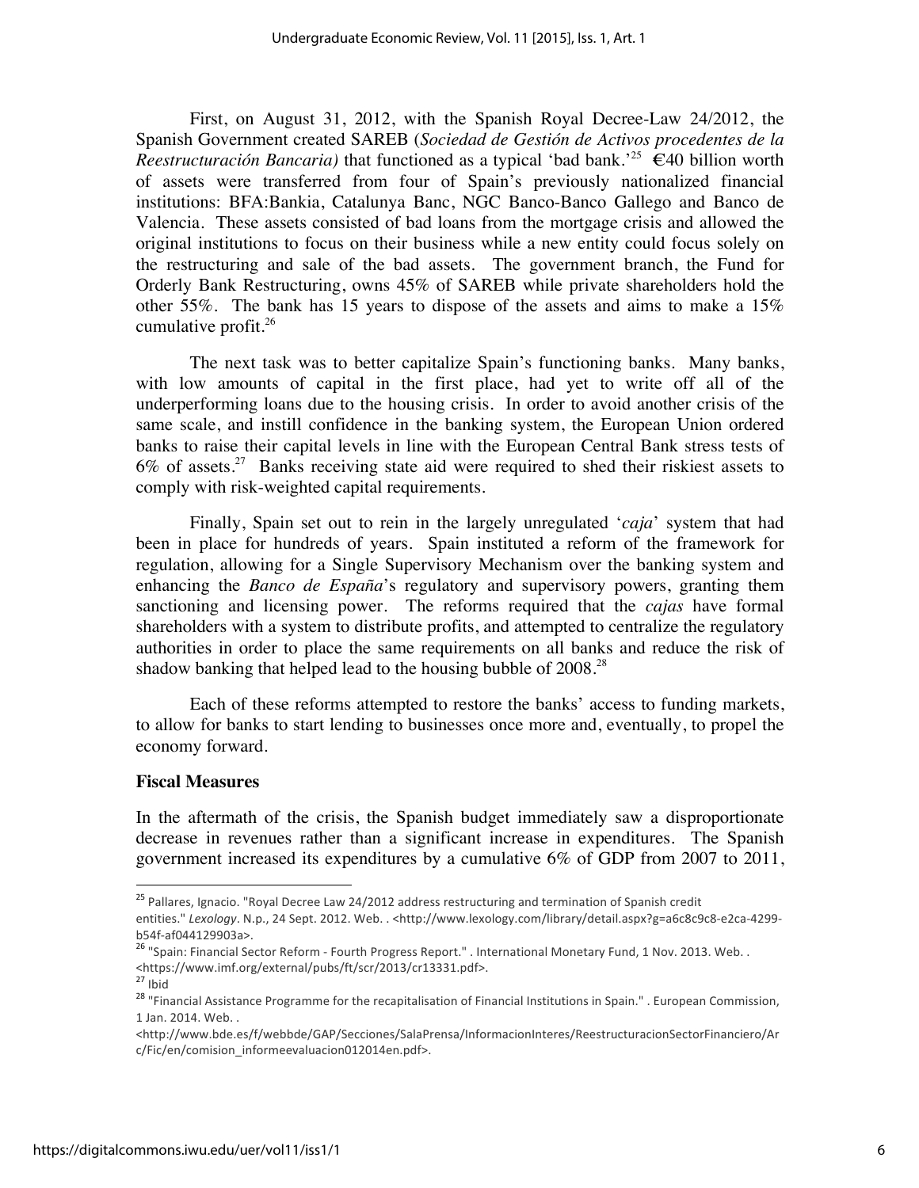First, on August 31, 2012, with the Spanish Royal Decree-Law 24/2012, the Spanish Government created SAREB (*Sociedad de Gestión de Activos procedentes de la Reestructuración Bancaria)* that functioned as a typical 'bad bank.'[25] €40 billion worth of assets were transferred from four of Spain's previously nationalized financial institutions: BFA:Bankia, Catalunya Banc, NGC Banco-Banco Gallego and Banco de Valencia. These assets consisted of bad loans from the mortgage crisis and allowed the original institutions to focus on their business while a new entity could focus solely on the restructuring and sale of the bad assets. The government branch, the Fund for Orderly Bank Restructuring, owns 45% of SAREB while private shareholders hold the other 55%. The bank has 15 years to dispose of the assets and aims to make a 15% cumulative profit.[26]

The next task was to better capitalize Spain's functioning banks. Many banks, with low amounts of capital in the first place, had yet to write off all of the underperforming loans due to the housing crisis. In order to avoid another crisis of the same scale, and instill confidence in the banking system, the European Union ordered banks to raise their capital levels in line with the European Central Bank stress tests of 6% of assets.[27] Banks receiving state aid were required to shed their riskiest assets to comply with risk-weighted capital requirements.

Finally, Spain set out to rein in the largely unregulated '*caja*' system that had been in place for hundreds of years. Spain instituted a reform of the framework for regulation, allowing for a Single Supervisory Mechanism over the banking system and enhancing the *Banco de España*'s regulatory and supervisory powers, granting them sanctioning and licensing power. The reforms required that the *cajas* have formal shareholders with a system to distribute profits, and attempted to centralize the regulatory authorities in order to place the same requirements on all banks and reduce the risk of shadow banking that helped lead to the housing bubble of 2008.[28]

Each of these reforms attempted to restore the banks' access to funding markets, to allow for banks to start lending to businesses once more and, eventually, to propel the economy forward.

**Fiscal Measures**

In the aftermath of the crisis, the Spanish budget immediately saw a disproportionate decrease in revenues rather than a significant increase in expenditures. The Spanish government increased its expenditures by a cumulative 6% of GDP from 2007 to 2011,

---

[25] Pallares, Ignacio. "Royal Decree Law 24/2012 address restructuring and termination of Spanish credit entities." *Lexology*. N.p., 24 Sept. 2012. Web. . <http://www.lexology.com/library/detail.aspx?g=a6c8c9c8-e2ca-4299-b54f-af044129903a>.

[26] "Spain: Financial Sector Reform - Fourth Progress Report." . International Monetary Fund, 1 Nov. 2013. Web. . <https://www.imf.org/external/pubs/ft/scr/2013/cr13331.pdf>.

[27] Ibid

[28] "Financial Assistance Programme for the recapitalisation of Financial Institutions in Spain." . European Commission, 1 Jan. 2014. Web. . <http://www.bde.es/f/webbde/GAP/Secciones/SalaPrensa/InformacionInteres/ReestructuracionSectorFinanciero/Arc/Fic/en/comision_informeevaluacion012014en.pdf>.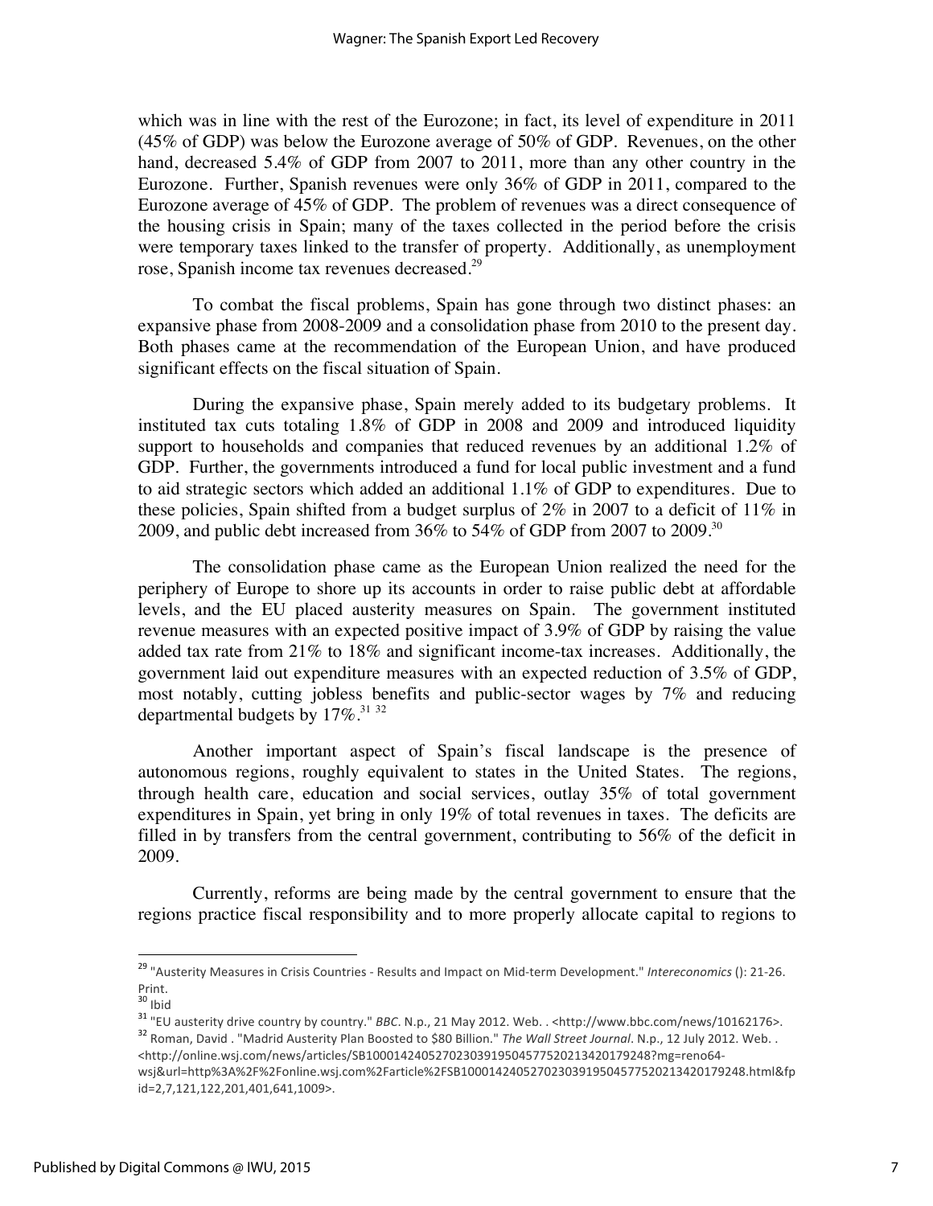which was in line with the rest of the Eurozone; in fact, its level of expenditure in 2011 (45% of GDP) was below the Eurozone average of 50% of GDP. Revenues, on the other hand, decreased 5.4% of GDP from 2007 to 2011, more than any other country in the Eurozone. Further, Spanish revenues were only 36% of GDP in 2011, compared to the Eurozone average of 45% of GDP. The problem of revenues was a direct consequence of the housing crisis in Spain; many of the taxes collected in the period before the crisis were temporary taxes linked to the transfer of property. Additionally, as unemployment rose, Spanish income tax revenues decreased.[29]

To combat the fiscal problems, Spain has gone through two distinct phases: an expansive phase from 2008-2009 and a consolidation phase from 2010 to the present day. Both phases came at the recommendation of the European Union, and have produced significant effects on the fiscal situation of Spain.

During the expansive phase, Spain merely added to its budgetary problems. It instituted tax cuts totaling 1.8% of GDP in 2008 and 2009 and introduced liquidity support to households and companies that reduced revenues by an additional 1.2% of GDP. Further, the governments introduced a fund for local public investment and a fund to aid strategic sectors which added an additional 1.1% of GDP to expenditures. Due to these policies, Spain shifted from a budget surplus of 2% in 2007 to a deficit of 11% in 2009, and public debt increased from 36% to 54% of GDP from 2007 to 2009.[30]

The consolidation phase came as the European Union realized the need for the periphery of Europe to shore up its accounts in order to raise public debt at affordable levels, and the EU placed austerity measures on Spain. The government instituted revenue measures with an expected positive impact of 3.9% of GDP by raising the value added tax rate from 21% to 18% and significant income-tax increases. Additionally, the government laid out expenditure measures with an expected reduction of 3.5% of GDP, most notably, cutting jobless benefits and public-sector wages by 7% and reducing departmental budgets by 17%.[31] [32]

Another important aspect of Spain's fiscal landscape is the presence of autonomous regions, roughly equivalent to states in the United States. The regions, through health care, education and social services, outlay 35% of total government expenditures in Spain, yet bring in only 19% of total revenues in taxes. The deficits are filled in by transfers from the central government, contributing to 56% of the deficit in 2009.

Currently, reforms are being made by the central government to ensure that the regions practice fiscal responsibility and to more properly allocate capital to regions to

---

[29] "Austerity Measures in Crisis Countries - Results and Impact on Mid-term Development." *Intereconomics* (): 21-26. Print.

[30] Ibid

[31] "EU austerity drive country by country." *BBC*. N.p., 21 May 2012. Web. . <http://www.bbc.com/news/10162176>.

[32] Roman, David . "Madrid Austerity Plan Boosted to $80 Billion." *The Wall Street Journal*. N.p., 12 July 2012. Web. . <http://online.wsj.com/news/articles/SB10001424052702303919504577520213420179248?mg=reno64-wsj&url=http%3A%2F%2Fonline.wsj.com%2Farticle%2FSB10001424052702303919504577520213420179248.html&fpid=2,7,121,122,201,401,641,1009>.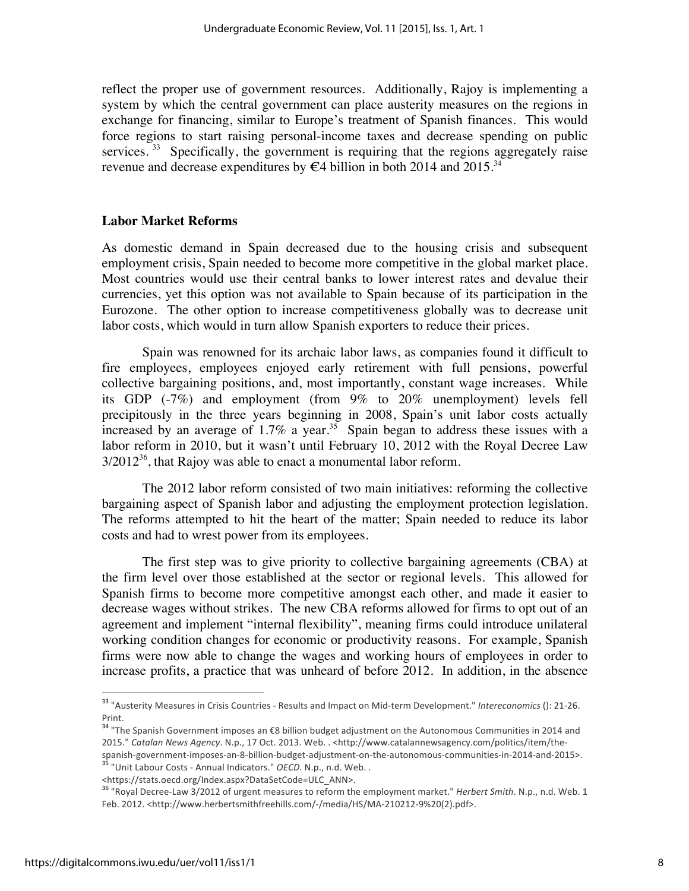reflect the proper use of government resources. Additionally, Rajoy is implementing a system by which the central government can place austerity measures on the regions in exchange for financing, similar to Europe's treatment of Spanish finances. This would force regions to start raising personal-income taxes and decrease spending on public services.[33] Specifically, the government is requiring that the regions aggregately raise revenue and decrease expenditures by €4 billion in both 2014 and 2015.[34]

## Labor Market Reforms

As domestic demand in Spain decreased due to the housing crisis and subsequent employment crisis, Spain needed to become more competitive in the global market place. Most countries would use their central banks to lower interest rates and devalue their currencies, yet this option was not available to Spain because of its participation in the Eurozone. The other option to increase competitiveness globally was to decrease unit labor costs, which would in turn allow Spanish exporters to reduce their prices.

Spain was renowned for its archaic labor laws, as companies found it difficult to fire employees, employees enjoyed early retirement with full pensions, powerful collective bargaining positions, and, most importantly, constant wage increases. While its GDP (-7%) and employment (from 9% to 20% unemployment) levels fell precipitously in the three years beginning in 2008, Spain's unit labor costs actually increased by an average of 1.7% a year.[35] Spain began to address these issues with a labor reform in 2010, but it wasn't until February 10, 2012 with the Royal Decree Law 3/2012[36], that Rajoy was able to enact a monumental labor reform.

The 2012 labor reform consisted of two main initiatives: reforming the collective bargaining aspect of Spanish labor and adjusting the employment protection legislation. The reforms attempted to hit the heart of the matter; Spain needed to reduce its labor costs and had to wrest power from its employees.

The first step was to give priority to collective bargaining agreements (CBA) at the firm level over those established at the sector or regional levels. This allowed for Spanish firms to become more competitive amongst each other, and made it easier to decrease wages without strikes. The new CBA reforms allowed for firms to opt out of an agreement and implement "internal flexibility", meaning firms could introduce unilateral working condition changes for economic or productivity reasons. For example, Spanish firms were now able to change the wages and working hours of employees in order to increase profits, a practice that was unheard of before 2012. In addition, in the absence

---

[33] "Austerity Measures in Crisis Countries - Results and Impact on Mid-term Development." *Intereconomics* (): 21-26. Print.

[34] "The Spanish Government imposes an €8 billion budget adjustment on the Autonomous Communities in 2014 and 2015." *Catalan News Agency*. N.p., 17 Oct. 2013. Web. . <http://www.catalannewsagency.com/politics/item/the-spanish-government-imposes-an-8-billion-budget-adjustment-on-the-autonomous-communities-in-2014-and-2015>.

[35] "Unit Labour Costs - Annual Indicators." *OECD*. N.p., n.d. Web. . <https://stats.oecd.org/Index.aspx?DataSetCode=ULC_ANN>.

[36] "Royal Decree-Law 3/2012 of urgent measures to reform the employment market." *Herbert Smith*. N.p., n.d. Web. 1 Feb. 2012. <http://www.herbertsmithfreehills.com/-/media/HS/MA-210212-9%20(2).pdf>.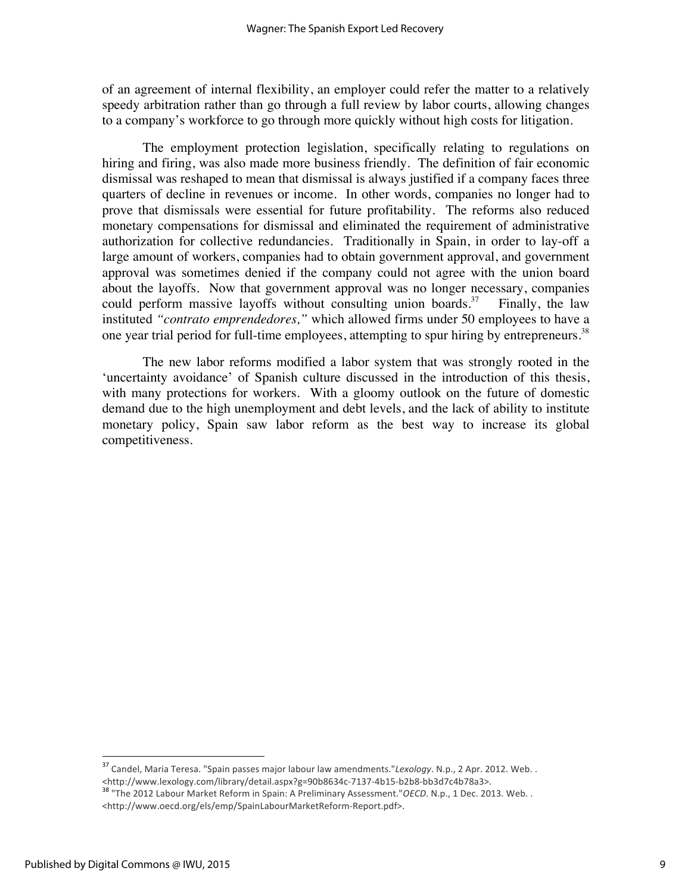of an agreement of internal flexibility, an employer could refer the matter to a relatively speedy arbitration rather than go through a full review by labor courts, allowing changes to a company's workforce to go through more quickly without high costs for litigation.

The employment protection legislation, specifically relating to regulations on hiring and firing, was also made more business friendly. The definition of fair economic dismissal was reshaped to mean that dismissal is always justified if a company faces three quarters of decline in revenues or income. In other words, companies no longer had to prove that dismissals were essential for future profitability. The reforms also reduced monetary compensations for dismissal and eliminated the requirement of administrative authorization for collective redundancies. Traditionally in Spain, in order to lay-off a large amount of workers, companies had to obtain government approval, and government approval was sometimes denied if the company could not agree with the union board about the layoffs. Now that government approval was no longer necessary, companies could perform massive layoffs without consulting union boards.[37] Finally, the law instituted *"contrato emprendedores,"* which allowed firms under 50 employees to have a one year trial period for full-time employees, attempting to spur hiring by entrepreneurs.[38]

The new labor reforms modified a labor system that was strongly rooted in the 'uncertainty avoidance' of Spanish culture discussed in the introduction of this thesis, with many protections for workers. With a gloomy outlook on the future of domestic demand due to the high unemployment and debt levels, and the lack of ability to institute monetary policy, Spain saw labor reform as the best way to increase its global competitiveness.

---

[37] Candel, Maria Teresa. "Spain passes major labour law amendments."*Lexology*. N.p., 2 Apr. 2012. Web. . <http://www.lexology.com/library/detail.aspx?g=90b8634c-7137-4b15-b2b8-bb3d7c4b78a3>.

[38] "The 2012 Labour Market Reform in Spain: A Preliminary Assessment."*OECD*. N.p., 1 Dec. 2013. Web. . <http://www.oecd.org/els/emp/SpainLabourMarketReform-Report.pdf>.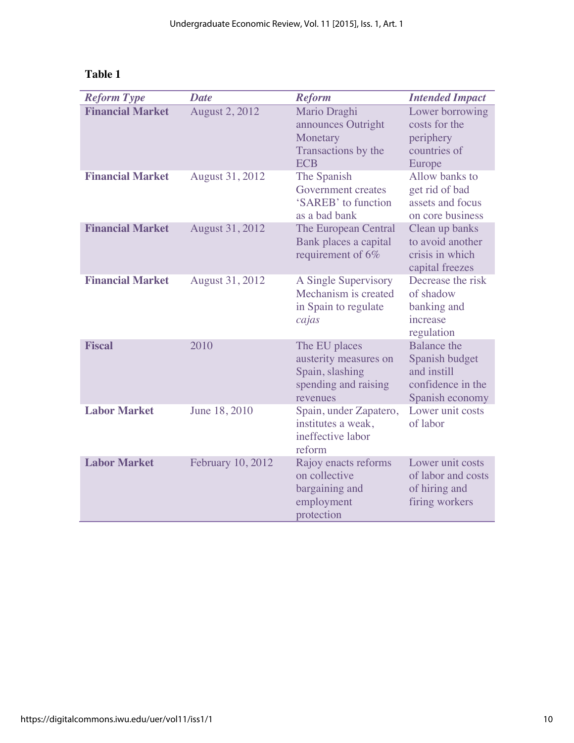**Table 1**

| *Reform Type* | *Date* | *Reform* | *Intended Impact* |
|---|---|---|---|
| **Financial Market** | August 2, 2012 | Mario Draghi announces Outright Monetary Transactions by the ECB | Lower borrowing costs for the periphery countries of Europe |
| **Financial Market** | August 31, 2012 | The Spanish Government creates 'SAREB' to function as a bad bank | Allow banks to get rid of bad assets and focus on core business |
| **Financial Market** | August 31, 2012 | The European Central Bank places a capital requirement of 6% | Clean up banks to avoid another crisis in which capital freezes |
| **Financial Market** | August 31, 2012 | A Single Supervisory Mechanism is created in Spain to regulate *cajas* | Decrease the risk of shadow banking and increase regulation |
| **Fiscal** | 2010 | The EU places austerity measures on Spain, slashing spending and raising revenues | Balance the Spanish budget and instill confidence in the Spanish economy |
| **Labor Market** | June 18, 2010 | Spain, under Zapatero, institutes a weak, ineffective labor reform | Lower unit costs of labor |
| **Labor Market** | February 10, 2012 | Rajoy enacts reforms on collective bargaining and employment protection | Lower unit costs of labor and costs of hiring and firing workers |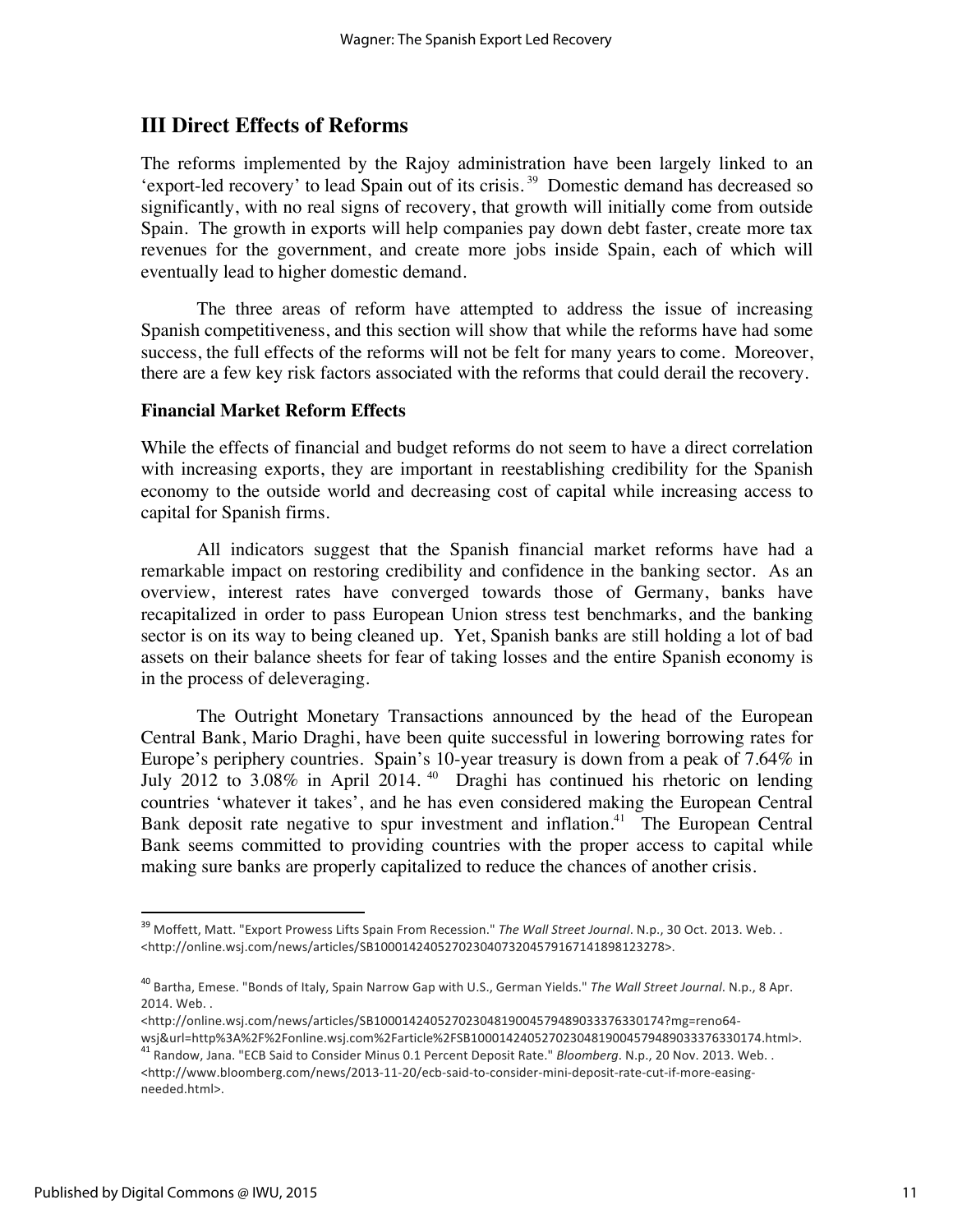## III Direct Effects of Reforms

The reforms implemented by the Rajoy administration have been largely linked to an 'export-led recovery' to lead Spain out of its crisis.[39] Domestic demand has decreased so significantly, with no real signs of recovery, that growth will initially come from outside Spain. The growth in exports will help companies pay down debt faster, create more tax revenues for the government, and create more jobs inside Spain, each of which will eventually lead to higher domestic demand.

The three areas of reform have attempted to address the issue of increasing Spanish competitiveness, and this section will show that while the reforms have had some success, the full effects of the reforms will not be felt for many years to come. Moreover, there are a few key risk factors associated with the reforms that could derail the recovery.

### Financial Market Reform Effects

While the effects of financial and budget reforms do not seem to have a direct correlation with increasing exports, they are important in reestablishing credibility for the Spanish economy to the outside world and decreasing cost of capital while increasing access to capital for Spanish firms.

All indicators suggest that the Spanish financial market reforms have had a remarkable impact on restoring credibility and confidence in the banking sector. As an overview, interest rates have converged towards those of Germany, banks have recapitalized in order to pass European Union stress test benchmarks, and the banking sector is on its way to being cleaned up. Yet, Spanish banks are still holding a lot of bad assets on their balance sheets for fear of taking losses and the entire Spanish economy is in the process of deleveraging.

The Outright Monetary Transactions announced by the head of the European Central Bank, Mario Draghi, have been quite successful in lowering borrowing rates for Europe's periphery countries. Spain's 10-year treasury is down from a peak of 7.64% in July 2012 to 3.08% in April 2014.[40] Draghi has continued his rhetoric on lending countries 'whatever it takes', and he has even considered making the European Central Bank deposit rate negative to spur investment and inflation.[41] The European Central Bank seems committed to providing countries with the proper access to capital while making sure banks are properly capitalized to reduce the chances of another crisis.

---

[39] Moffett, Matt. "Export Prowess Lifts Spain From Recession." *The Wall Street Journal*. N.p., 30 Oct. 2013. Web. . <http://online.wsj.com/news/articles/SB10001424052702304073204579167141898123278>.

[40] Bartha, Emese. "Bonds of Italy, Spain Narrow Gap with U.S., German Yields." *The Wall Street Journal*. N.p., 8 Apr. 2014. Web. . <http://online.wsj.com/news/articles/SB10001424052702304819004579489033376330174?mg=reno64-wsj&url=http%3A%2F%2Fonline.wsj.com%2Farticle%2FSB10001424052702304819004579489033376330174.html>.

[41] Randow, Jana. "ECB Said to Consider Minus 0.1 Percent Deposit Rate." *Bloomberg*. N.p., 20 Nov. 2013. Web. . <http://www.bloomberg.com/news/2013-11-20/ecb-said-to-consider-mini-deposit-rate-cut-if-more-easing-needed.html>.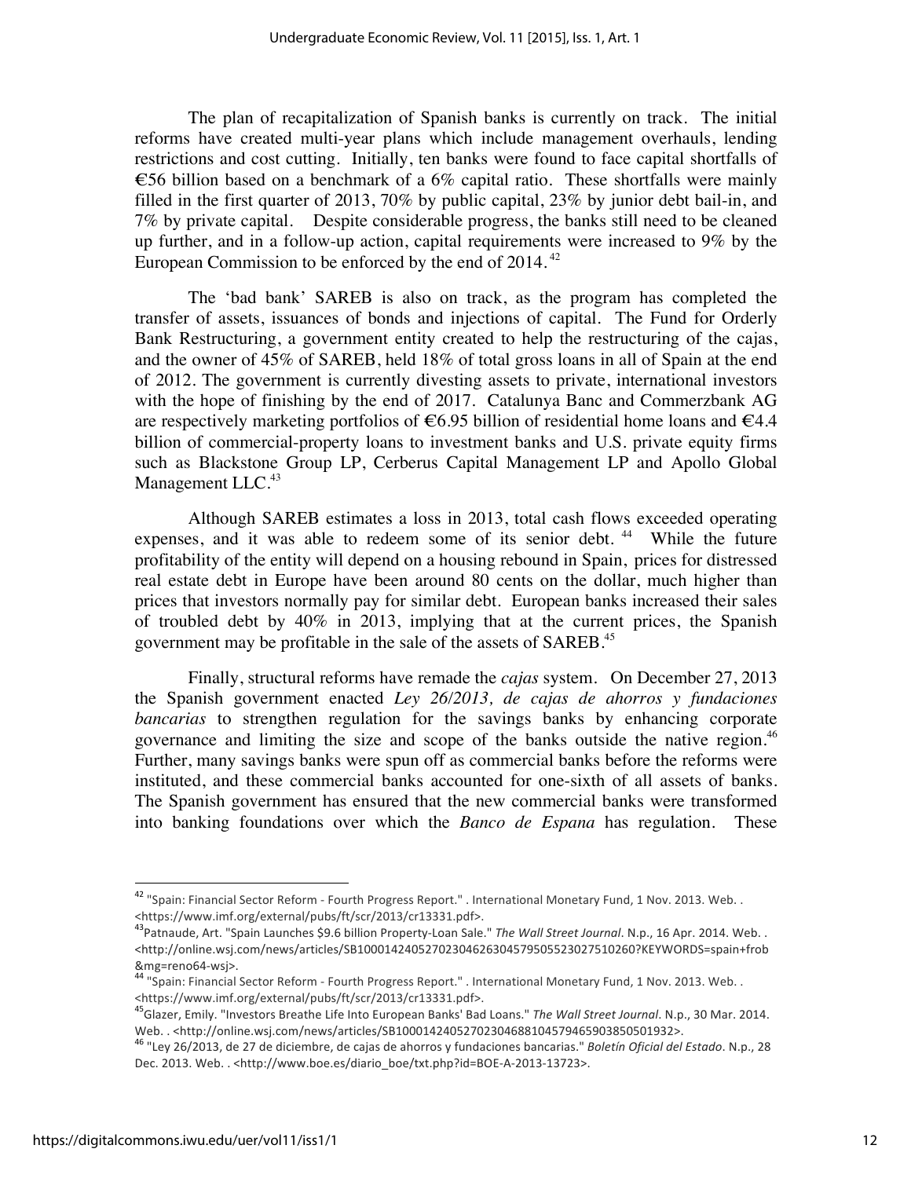The plan of recapitalization of Spanish banks is currently on track. The initial reforms have created multi-year plans which include management overhauls, lending restrictions and cost cutting. Initially, ten banks were found to face capital shortfalls of €56 billion based on a benchmark of a 6% capital ratio. These shortfalls were mainly filled in the first quarter of 2013, 70% by public capital, 23% by junior debt bail-in, and 7% by private capital. Despite considerable progress, the banks still need to be cleaned up further, and in a follow-up action, capital requirements were increased to 9% by the European Commission to be enforced by the end of 2014.[42]

The 'bad bank' SAREB is also on track, as the program has completed the transfer of assets, issuances of bonds and injections of capital. The Fund for Orderly Bank Restructuring, a government entity created to help the restructuring of the cajas, and the owner of 45% of SAREB, held 18% of total gross loans in all of Spain at the end of 2012. The government is currently divesting assets to private, international investors with the hope of finishing by the end of 2017. Catalunya Banc and Commerzbank AG are respectively marketing portfolios of €6.95 billion of residential home loans and €4.4 billion of commercial-property loans to investment banks and U.S. private equity firms such as Blackstone Group LP, Cerberus Capital Management LP and Apollo Global Management LLC.[43]

Although SAREB estimates a loss in 2013, total cash flows exceeded operating expenses, and it was able to redeem some of its senior debt.[44] While the future profitability of the entity will depend on a housing rebound in Spain, prices for distressed real estate debt in Europe have been around 80 cents on the dollar, much higher than prices that investors normally pay for similar debt. European banks increased their sales of troubled debt by 40% in 2013, implying that at the current prices, the Spanish government may be profitable in the sale of the assets of SAREB.[45]

Finally, structural reforms have remade the *cajas* system. On December 27, 2013 the Spanish government enacted *Ley 26/2013, de cajas de ahorros y fundaciones bancarias* to strengthen regulation for the savings banks by enhancing corporate governance and limiting the size and scope of the banks outside the native region.[46] Further, many savings banks were spun off as commercial banks before the reforms were instituted, and these commercial banks accounted for one-sixth of all assets of banks. The Spanish government has ensured that the new commercial banks were transformed into banking foundations over which the *Banco de Espana* has regulation. These

---

[42] "Spain: Financial Sector Reform - Fourth Progress Report." . International Monetary Fund, 1 Nov. 2013. Web. . <https://www.imf.org/external/pubs/ft/scr/2013/cr13331.pdf>.

[43] Patnaude, Art. "Spain Launches $9.6 billion Property-Loan Sale." *The Wall Street Journal*. N.p., 16 Apr. 2014. Web. . <http://online.wsj.com/news/articles/SB10001424052702304626304579505523027510260?KEYWORDS=spain+frob&mg=reno64-wsj>.

[44] "Spain: Financial Sector Reform - Fourth Progress Report." . International Monetary Fund, 1 Nov. 2013. Web. . <https://www.imf.org/external/pubs/ft/scr/2013/cr13331.pdf>.

[45] Glazer, Emily. "Investors Breathe Life Into European Banks' Bad Loans." *The Wall Street Journal*. N.p., 30 Mar. 2014. Web. . <http://online.wsj.com/news/articles/SB10001424052702304688104579465903850501932>.

[46] "Ley 26/2013, de 27 de diciembre, de cajas de ahorros y fundaciones bancarias." *Boletín Oficial del Estado*. N.p., 28 Dec. 2013. Web. . <http://www.boe.es/diario_boe/txt.php?id=BOE-A-2013-13723>.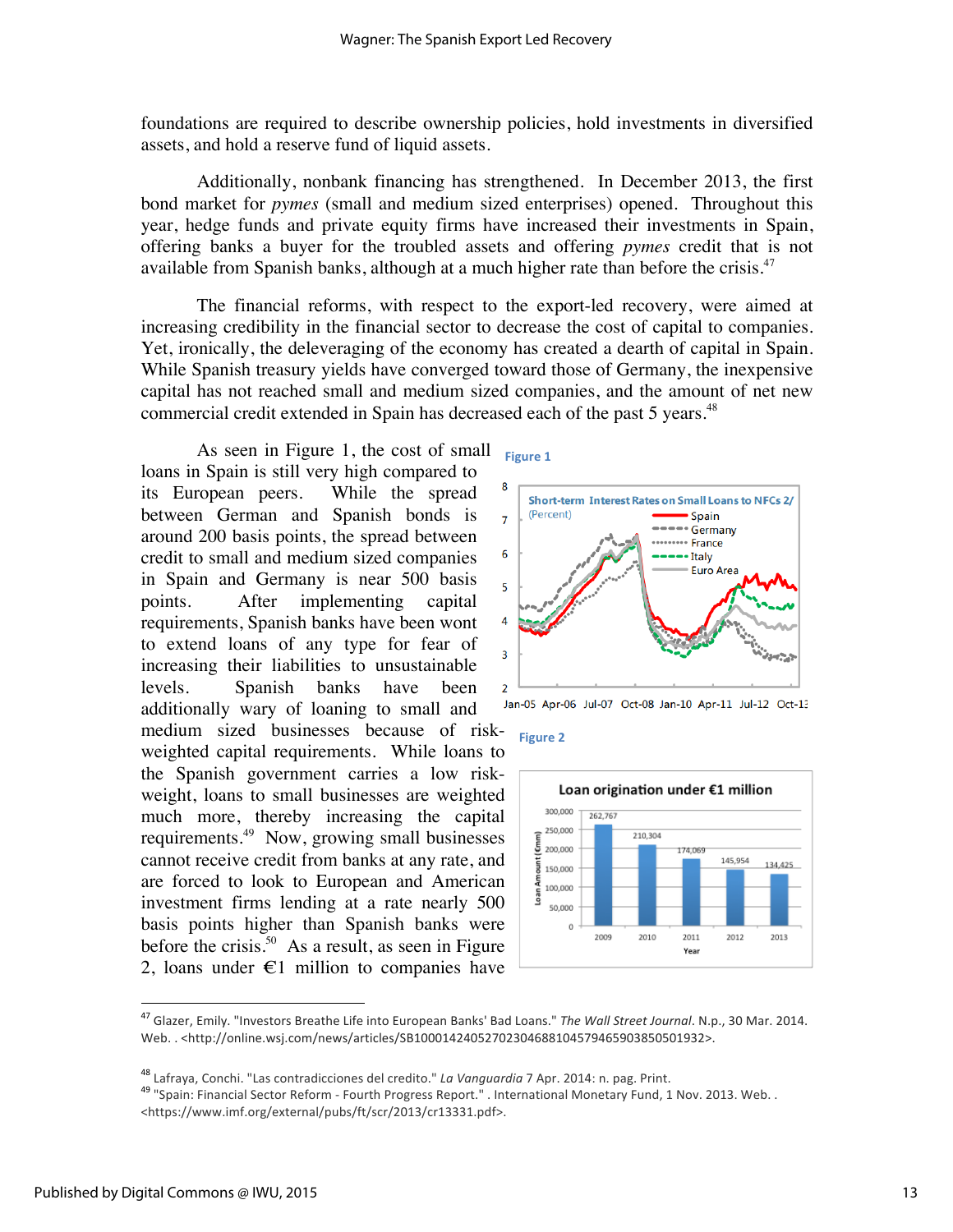foundations are required to describe ownership policies, hold investments in diversified assets, and hold a reserve fund of liquid assets.

Additionally, nonbank financing has strengthened. In December 2013, the first bond market for *pymes* (small and medium sized enterprises) opened. Throughout this year, hedge funds and private equity firms have increased their investments in Spain, offering banks a buyer for the troubled assets and offering *pymes* credit that is not available from Spanish banks, although at a much higher rate than before the crisis.[47]

The financial reforms, with respect to the export-led recovery, were aimed at increasing credibility in the financial sector to decrease the cost of capital to companies. Yet, ironically, the deleveraging of the economy has created a dearth of capital in Spain. While Spanish treasury yields have converged toward those of Germany, the inexpensive capital has not reached small and medium sized companies, and the amount of net new commercial credit extended in Spain has decreased each of the past 5 years.[48]

As seen in Figure 1, the cost of small loans in Spain is still very high compared to its European peers. While the spread between German and Spanish bonds is around 200 basis points, the spread between credit to small and medium sized companies in Spain and Germany is near 500 basis points. After implementing capital requirements, Spanish banks have been wont to extend loans of any type for fear of increasing their liabilities to unsustainable levels. Spanish banks have been additionally wary of loaning to small and medium sized businesses because of risk-weighted capital requirements. While loans to the Spanish government carries a low risk-weight, loans to small businesses are weighted much more, thereby increasing the capital requirements.[49] Now, growing small businesses cannot receive credit from banks at any rate, and are forced to look to European and American investment firms lending at a rate nearly 500 basis points higher than Spanish banks were before the crisis.[50] As a result, as seen in Figure 2, loans under €1 million to companies have

Figure 1

Short-term Interest Rates on Small Loans to NFCs 2/ (Percent)

Figure 2

Loan origination under €1 million

| Year | Loan Amount (€mm) |
|---|---|
| 2009 | 262,767 |
| 2010 | 210,304 |
| 2011 | 174,069 |
| 2012 | 145,954 |
| 2013 | 134,425 |

---

[47] Glazer, Emily. "Investors Breathe Life into European Banks' Bad Loans." *The Wall Street Journal*. N.p., 30 Mar. 2014. Web. . <http://online.wsj.com/news/articles/SB10001424052702304688104579465903850501932>.

[48] Lafraya, Conchi. "Las contradicciones del credito." *La Vanguardia* 7 Apr. 2014: n. pag. Print.

[49] "Spain: Financial Sector Reform - Fourth Progress Report." . International Monetary Fund, 1 Nov. 2013. Web. . <https://www.imf.org/external/pubs/ft/scr/2013/cr13331.pdf>.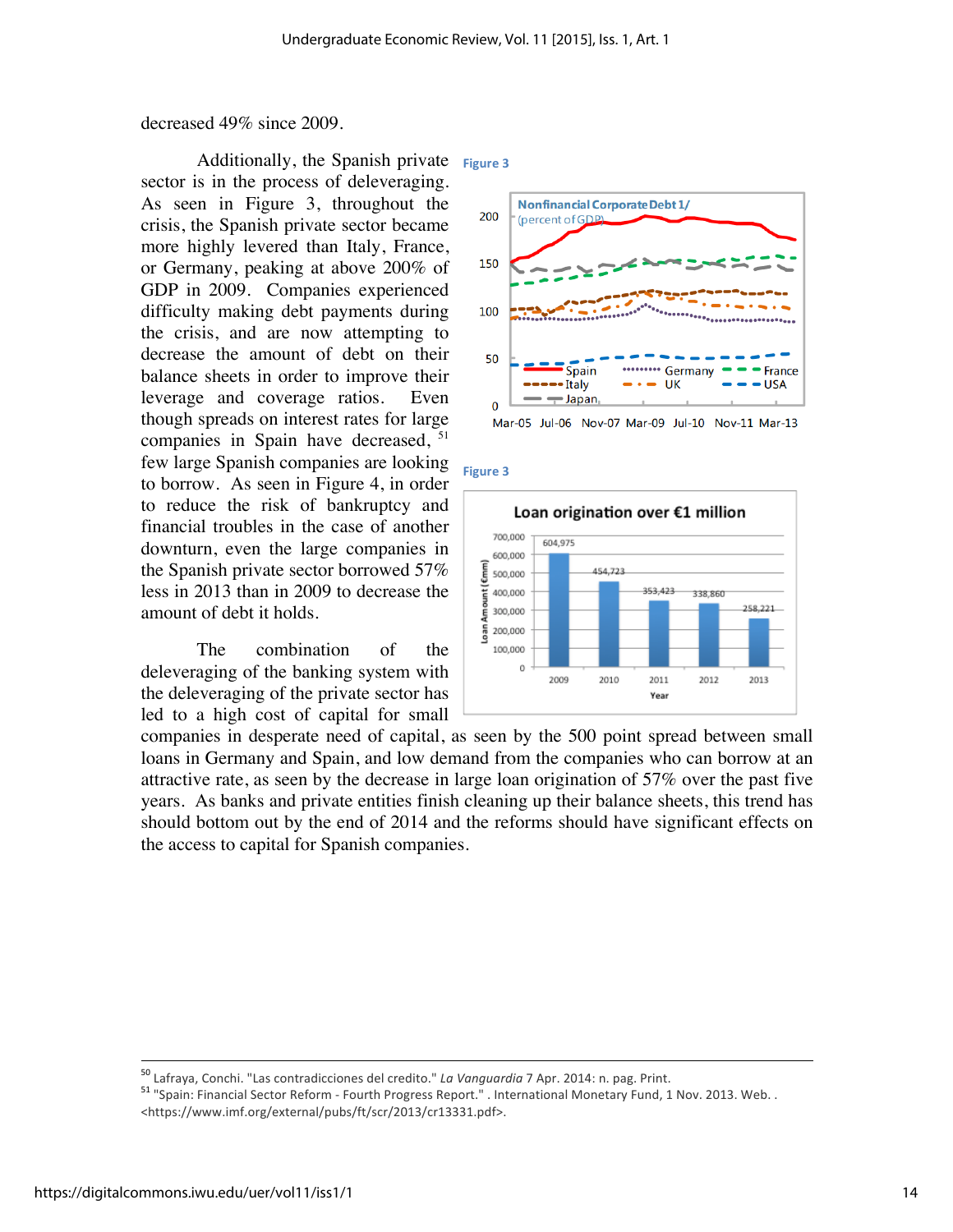decreased 49% since 2009.

Additionally, the Spanish private sector is in the process of deleveraging. As seen in Figure 3, throughout the crisis, the Spanish private sector became more highly levered than Italy, France, or Germany, peaking at above 200% of GDP in 2009. Companies experienced difficulty making debt payments during the crisis, and are now attempting to decrease the amount of debt on their balance sheets in order to improve their leverage and coverage ratios. Even though spreads on interest rates for large companies in Spain have decreased, [51] few large Spanish companies are looking to borrow. As seen in Figure 4, in order to reduce the risk of bankruptcy and financial troubles in the case of another downturn, even the large companies in the Spanish private sector borrowed 57% less in 2013 than in 2009 to decrease the amount of debt it holds.

Figure 3

Figure 3

The combination of the deleveraging of the banking system with the deleveraging of the private sector has led to a high cost of capital for small companies in desperate need of capital, as seen by the 500 point spread between small loans in Germany and Spain, and low demand from the companies who can borrow at an attractive rate, as seen by the decrease in large loan origination of 57% over the past five years. As banks and private entities finish cleaning up their balance sheets, this trend has should bottom out by the end of 2014 and the reforms should have significant effects on the access to capital for Spanish companies.

---

[50] Lafraya, Conchi. "Las contradicciones del credito." *La Vanguardia* 7 Apr. 2014: n. pag. Print.

[51] "Spain: Financial Sector Reform - Fourth Progress Report." . International Monetary Fund, 1 Nov. 2013. Web. . <https://www.imf.org/external/pubs/ft/scr/2013/cr13331.pdf>.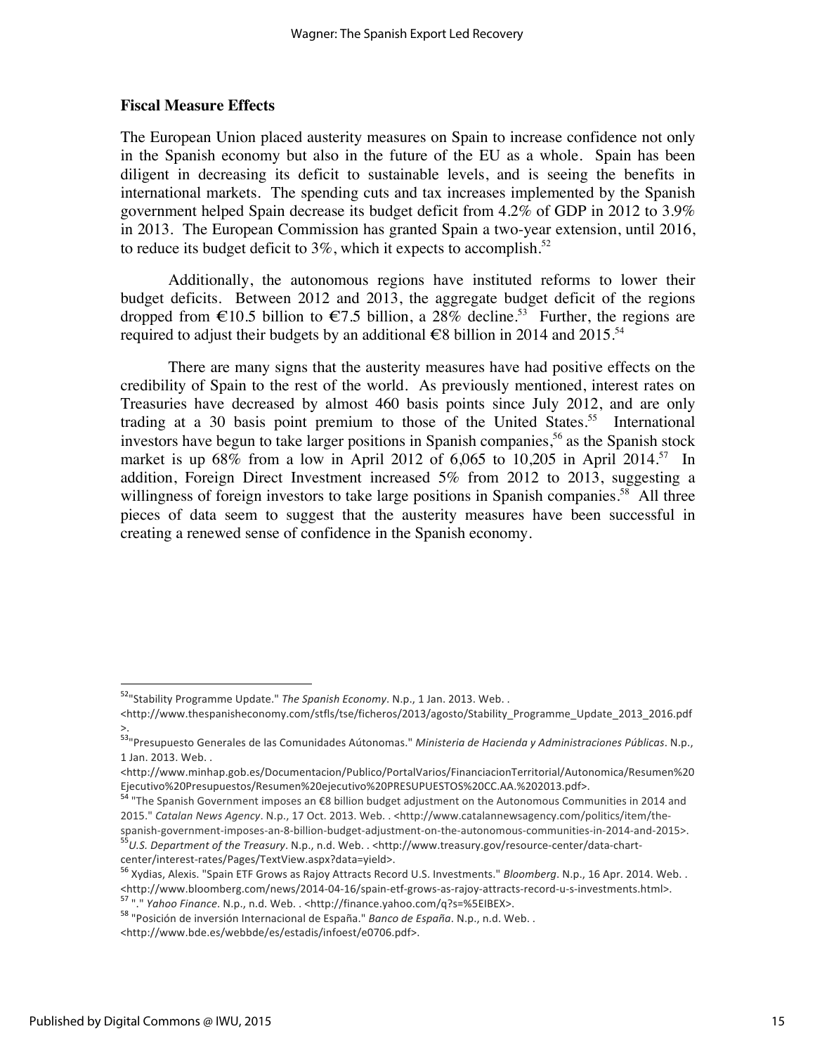### Fiscal Measure Effects

The European Union placed austerity measures on Spain to increase confidence not only in the Spanish economy but also in the future of the EU as a whole. Spain has been diligent in decreasing its deficit to sustainable levels, and is seeing the benefits in international markets. The spending cuts and tax increases implemented by the Spanish government helped Spain decrease its budget deficit from 4.2% of GDP in 2012 to 3.9% in 2013. The European Commission has granted Spain a two-year extension, until 2016, to reduce its budget deficit to 3%, which it expects to accomplish.[52]

Additionally, the autonomous regions have instituted reforms to lower their budget deficits. Between 2012 and 2013, the aggregate budget deficit of the regions dropped from €10.5 billion to €7.5 billion, a 28% decline.[53] Further, the regions are required to adjust their budgets by an additional €8 billion in 2014 and 2015.[54]

There are many signs that the austerity measures have had positive effects on the credibility of Spain to the rest of the world. As previously mentioned, interest rates on Treasuries have decreased by almost 460 basis points since July 2012, and are only trading at a 30 basis point premium to those of the United States.[55] International investors have begun to take larger positions in Spanish companies,[56] as the Spanish stock market is up 68% from a low in April 2012 of 6,065 to 10,205 in April 2014.[57] In addition, Foreign Direct Investment increased 5% from 2012 to 2013, suggesting a willingness of foreign investors to take large positions in Spanish companies.[58] All three pieces of data seem to suggest that the austerity measures have been successful in creating a renewed sense of confidence in the Spanish economy.

---

[52] "Stability Programme Update." *The Spanish Economy*. N.p., 1 Jan. 2013. Web. . <http://www.thespanisheconomy.com/stfls/tse/ficheros/2013/agosto/Stability_Programme_Update_2013_2016.pdf>.

[53] "Presupuesto Generales de las Comunidades Aútonomas." *Ministeria de Hacienda y Administraciones Públicas*. N.p., 1 Jan. 2013. Web. . <http://www.minhap.gob.es/Documentacion/Publico/PortalVarios/FinanciacionTerritorial/Autonomica/Resumen%20Ejecutivo%20Presupuestos/Resumen%20ejecutivo%20PRESUPUESTOS%20CC.AA.%202013.pdf>.

[54] "The Spanish Government imposes an €8 billion budget adjustment on the Autonomous Communities in 2014 and 2015." *Catalan News Agency*. N.p., 17 Oct. 2013. Web. . <http://www.catalannewsagency.com/politics/item/the-spanish-government-imposes-an-8-billion-budget-adjustment-on-the-autonomous-communities-in-2014-and-2015>.

[55] *U.S. Department of the Treasury*. N.p., n.d. Web. . <http://www.treasury.gov/resource-center/data-chart-center/interest-rates/Pages/TextView.aspx?data=yield>.

[56] Xydias, Alexis. "Spain ETF Grows as Rajoy Attracts Record U.S. Investments." *Bloomberg*. N.p., 16 Apr. 2014. Web. . <http://www.bloomberg.com/news/2014-04-16/spain-etf-grows-as-rajoy-attracts-record-u-s-investments.html>.

[57] "." *Yahoo Finance*. N.p., n.d. Web. . <http://finance.yahoo.com/q?s=%5EIBEX>.

[58] "Posición de inversión Internacional de España." *Banco de España*. N.p., n.d. Web. . <http://www.bde.es/webbde/es/estadis/infoest/e0706.pdf>.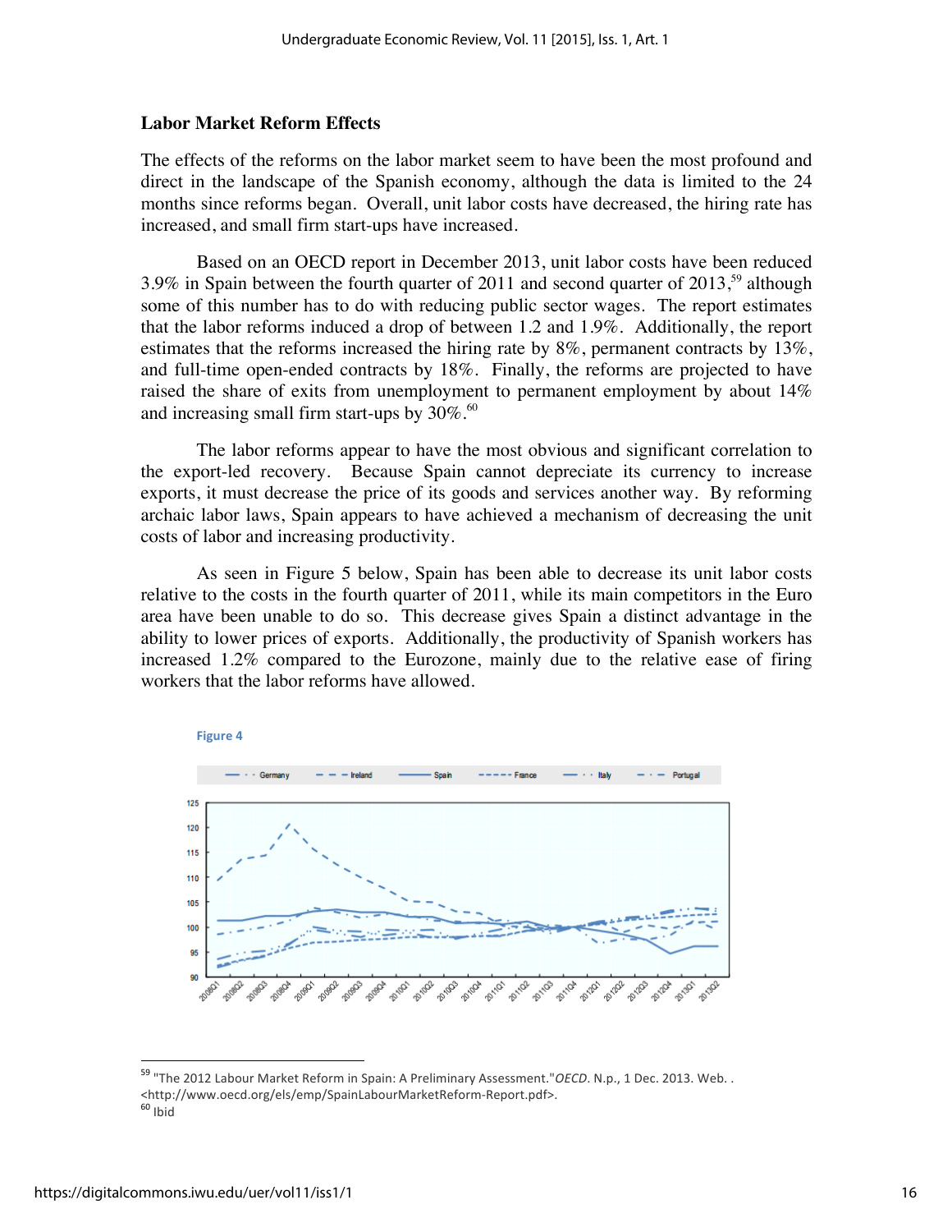### Labor Market Reform Effects

The effects of the reforms on the labor market seem to have been the most profound and direct in the landscape of the Spanish economy, although the data is limited to the 24 months since reforms began. Overall, unit labor costs have decreased, the hiring rate has increased, and small firm start-ups have increased.

Based on an OECD report in December 2013, unit labor costs have been reduced 3.9% in Spain between the fourth quarter of 2011 and second quarter of 2013,[59] although some of this number has to do with reducing public sector wages. The report estimates that the labor reforms induced a drop of between 1.2 and 1.9%. Additionally, the report estimates that the reforms increased the hiring rate by 8%, permanent contracts by 13%, and full-time open-ended contracts by 18%. Finally, the reforms are projected to have raised the share of exits from unemployment to permanent employment by about 14% and increasing small firm start-ups by 30%.[60]

The labor reforms appear to have the most obvious and significant correlation to the export-led recovery. Because Spain cannot depreciate its currency to increase exports, it must decrease the price of its goods and services another way. By reforming archaic labor laws, Spain appears to have achieved a mechanism of decreasing the unit costs of labor and increasing productivity.

As seen in Figure 5 below, Spain has been able to decrease its unit labor costs relative to the costs in the fourth quarter of 2011, while its main competitors in the Euro area have been unable to do so. This decrease gives Spain a distinct advantage in the ability to lower prices of exports. Additionally, the productivity of Spanish workers has increased 1.2% compared to the Eurozone, mainly due to the relative ease of firing workers that the labor reforms have allowed.

Figure 4

[59] "The 2012 Labour Market Reform in Spain: A Preliminary Assessment." *OECD*. N.p., 1 Dec. 2013. Web. . <http://www.oecd.org/els/emp/SpainLabourMarketReform-Report.pdf>.

[60] Ibid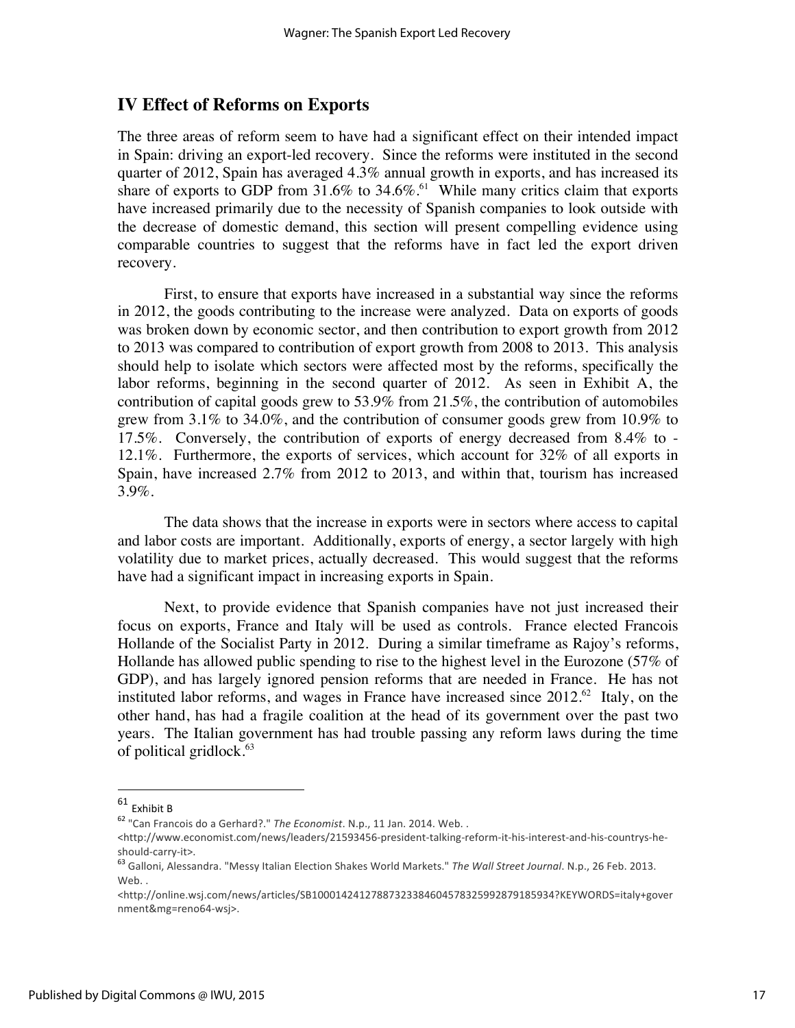## IV Effect of Reforms on Exports

The three areas of reform seem to have had a significant effect on their intended impact in Spain: driving an export-led recovery. Since the reforms were instituted in the second quarter of 2012, Spain has averaged 4.3% annual growth in exports, and has increased its share of exports to GDP from 31.6% to 34.6%.[61] While many critics claim that exports have increased primarily due to the necessity of Spanish companies to look outside with the decrease of domestic demand, this section will present compelling evidence using comparable countries to suggest that the reforms have in fact led the export driven recovery.

First, to ensure that exports have increased in a substantial way since the reforms in 2012, the goods contributing to the increase were analyzed. Data on exports of goods was broken down by economic sector, and then contribution to export growth from 2012 to 2013 was compared to contribution of export growth from 2008 to 2013. This analysis should help to isolate which sectors were affected most by the reforms, specifically the labor reforms, beginning in the second quarter of 2012. As seen in Exhibit A, the contribution of capital goods grew to 53.9% from 21.5%, the contribution of automobiles grew from 3.1% to 34.0%, and the contribution of consumer goods grew from 10.9% to 17.5%. Conversely, the contribution of exports of energy decreased from 8.4% to -12.1%. Furthermore, the exports of services, which account for 32% of all exports in Spain, have increased 2.7% from 2012 to 2013, and within that, tourism has increased 3.9%.

The data shows that the increase in exports were in sectors where access to capital and labor costs are important. Additionally, exports of energy, a sector largely with high volatility due to market prices, actually decreased. This would suggest that the reforms have had a significant impact in increasing exports in Spain.

Next, to provide evidence that Spanish companies have not just increased their focus on exports, France and Italy will be used as controls. France elected Francois Hollande of the Socialist Party in 2012. During a similar timeframe as Rajoy's reforms, Hollande has allowed public spending to rise to the highest level in the Eurozone (57% of GDP), and has largely ignored pension reforms that are needed in France. He has not instituted labor reforms, and wages in France have increased since 2012.[62] Italy, on the other hand, has had a fragile coalition at the head of its government over the past two years. The Italian government has had trouble passing any reform laws during the time of political gridlock.[63]

---

[61] Exhibit B

[62] "Can Francois do a Gerhard?." *The Economist*. N.p., 11 Jan. 2014. Web. . <http://www.economist.com/news/leaders/21593456-president-talking-reform-it-his-interest-and-his-countrys-he-should-carry-it>.

[63] Galloni, Alessandra. "Messy Italian Election Shakes World Markets." *The Wall Street Journal*. N.p., 26 Feb. 2013. Web. . <http://online.wsj.com/news/articles/SB10001424127887323384604578325992879185934?KEYWORDS=italy+government&mg=reno64-wsj>.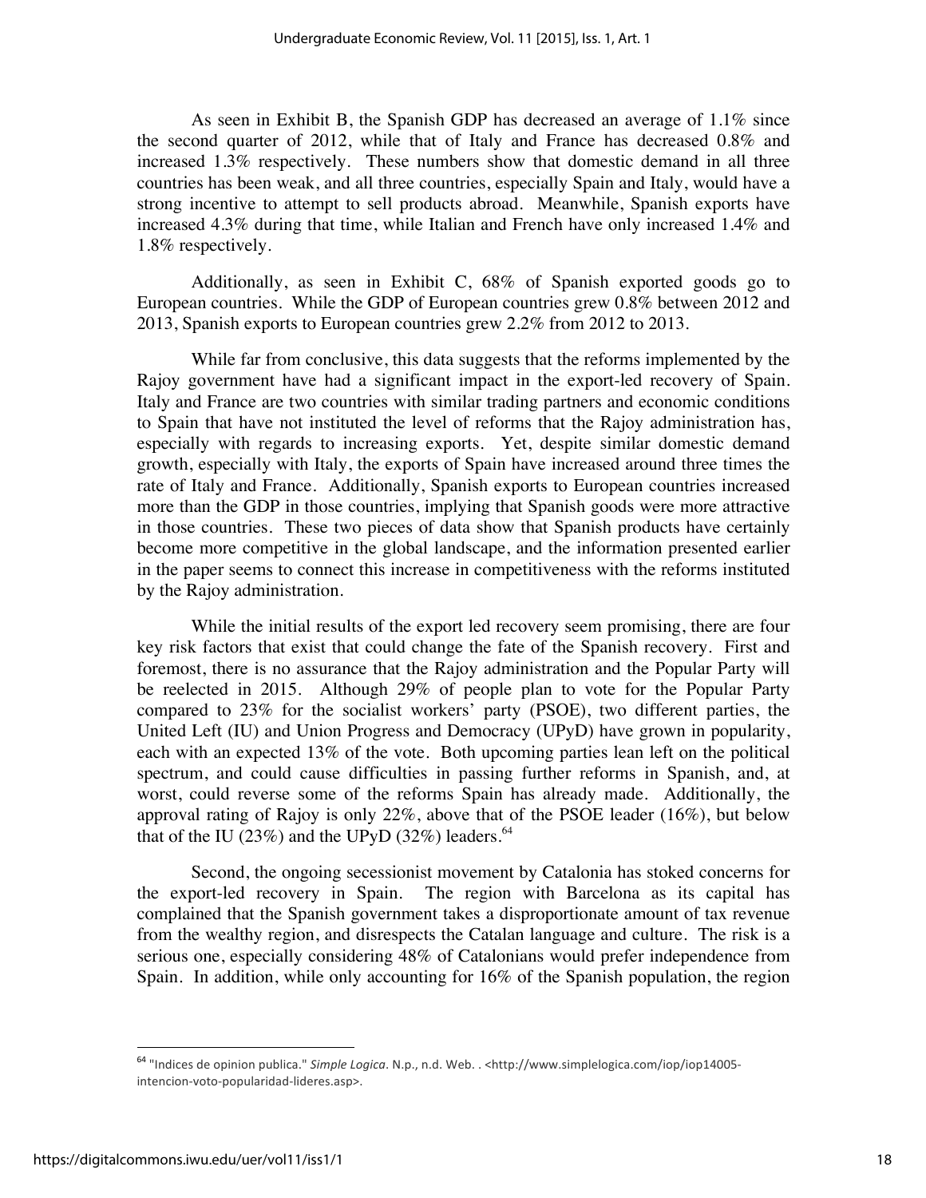As seen in Exhibit B, the Spanish GDP has decreased an average of 1.1% since the second quarter of 2012, while that of Italy and France has decreased 0.8% and increased 1.3% respectively. These numbers show that domestic demand in all three countries has been weak, and all three countries, especially Spain and Italy, would have a strong incentive to attempt to sell products abroad. Meanwhile, Spanish exports have increased 4.3% during that time, while Italian and French have only increased 1.4% and 1.8% respectively.

Additionally, as seen in Exhibit C, 68% of Spanish exported goods go to European countries. While the GDP of European countries grew 0.8% between 2012 and 2013, Spanish exports to European countries grew 2.2% from 2012 to 2013.

While far from conclusive, this data suggests that the reforms implemented by the Rajoy government have had a significant impact in the export-led recovery of Spain. Italy and France are two countries with similar trading partners and economic conditions to Spain that have not instituted the level of reforms that the Rajoy administration has, especially with regards to increasing exports. Yet, despite similar domestic demand growth, especially with Italy, the exports of Spain have increased around three times the rate of Italy and France. Additionally, Spanish exports to European countries increased more than the GDP in those countries, implying that Spanish goods were more attractive in those countries. These two pieces of data show that Spanish products have certainly become more competitive in the global landscape, and the information presented earlier in the paper seems to connect this increase in competitiveness with the reforms instituted by the Rajoy administration.

While the initial results of the export led recovery seem promising, there are four key risk factors that exist that could change the fate of the Spanish recovery. First and foremost, there is no assurance that the Rajoy administration and the Popular Party will be reelected in 2015. Although 29% of people plan to vote for the Popular Party compared to 23% for the socialist workers' party (PSOE), two different parties, the United Left (IU) and Union Progress and Democracy (UPyD) have grown in popularity, each with an expected 13% of the vote. Both upcoming parties lean left on the political spectrum, and could cause difficulties in passing further reforms in Spanish, and, at worst, could reverse some of the reforms Spain has already made. Additionally, the approval rating of Rajoy is only 22%, above that of the PSOE leader (16%), but below that of the IU (23%) and the UPyD (32%) leaders.[64]

Second, the ongoing secessionist movement by Catalonia has stoked concerns for the export-led recovery in Spain. The region with Barcelona as its capital has complained that the Spanish government takes a disproportionate amount of tax revenue from the wealthy region, and disrespects the Catalan language and culture. The risk is a serious one, especially considering 48% of Catalonians would prefer independence from Spain. In addition, while only accounting for 16% of the Spanish population, the region

---

[64] "Indices de opinion publica." *Simple Logica*. N.p., n.d. Web. . <http://www.simplelogica.com/iop/iop14005-intencion-voto-popularidad-lideres.asp>.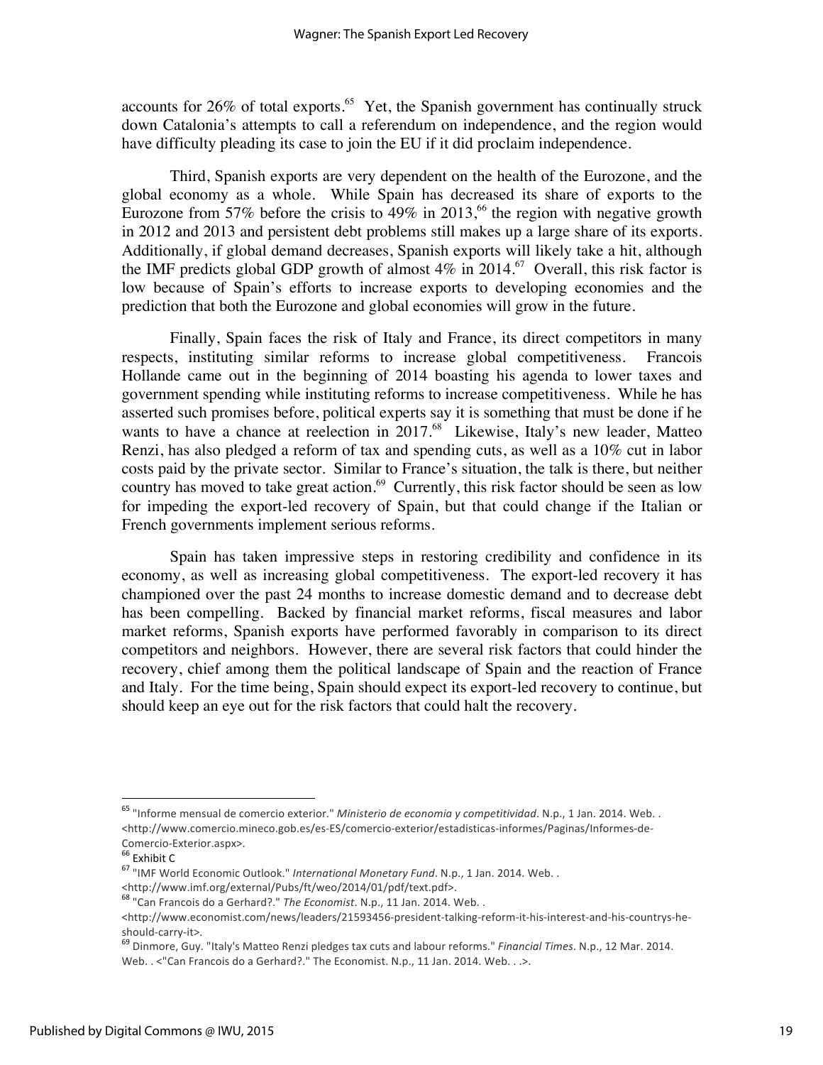accounts for 26% of total exports.[65] Yet, the Spanish government has continually struck down Catalonia's attempts to call a referendum on independence, and the region would have difficulty pleading its case to join the EU if it did proclaim independence.

Third, Spanish exports are very dependent on the health of the Eurozone, and the global economy as a whole. While Spain has decreased its share of exports to the Eurozone from 57% before the crisis to 49% in 2013,[66] the region with negative growth in 2012 and 2013 and persistent debt problems still makes up a large share of its exports. Additionally, if global demand decreases, Spanish exports will likely take a hit, although the IMF predicts global GDP growth of almost 4% in 2014.[67] Overall, this risk factor is low because of Spain's efforts to increase exports to developing economies and the prediction that both the Eurozone and global economies will grow in the future.

Finally, Spain faces the risk of Italy and France, its direct competitors in many respects, instituting similar reforms to increase global competitiveness. Francois Hollande came out in the beginning of 2014 boasting his agenda to lower taxes and government spending while instituting reforms to increase competitiveness. While he has asserted such promises before, political experts say it is something that must be done if he wants to have a chance at reelection in 2017.[68] Likewise, Italy's new leader, Matteo Renzi, has also pledged a reform of tax and spending cuts, as well as a 10% cut in labor costs paid by the private sector. Similar to France's situation, the talk is there, but neither country has moved to take great action.[69] Currently, this risk factor should be seen as low for impeding the export-led recovery of Spain, but that could change if the Italian or French governments implement serious reforms.

Spain has taken impressive steps in restoring credibility and confidence in its economy, as well as increasing global competitiveness. The export-led recovery it has championed over the past 24 months to increase domestic demand and to decrease debt has been compelling. Backed by financial market reforms, fiscal measures and labor market reforms, Spanish exports have performed favorably in comparison to its direct competitors and neighbors. However, there are several risk factors that could hinder the recovery, chief among them the political landscape of Spain and the reaction of France and Italy. For the time being, Spain should expect its export-led recovery to continue, but should keep an eye out for the risk factors that could halt the recovery.

---

[65] "Informe mensual de comercio exterior." *Ministerio de economia y competitividad*. N.p., 1 Jan. 2014. Web. . <http://www.comercio.mineco.gob.es/es-ES/comercio-exterior/estadisticas-informes/Paginas/Informes-de-Comercio-Exterior.aspx>.

[66] Exhibit C

[67] "IMF World Economic Outlook." *International Monetary Fund*. N.p., 1 Jan. 2014. Web. . <http://www.imf.org/external/Pubs/ft/weo/2014/01/pdf/text.pdf>.

[68] "Can Francois do a Gerhard?." *The Economist*. N.p., 11 Jan. 2014. Web. . <http://www.economist.com/news/leaders/21593456-president-talking-reform-it-his-interest-and-his-countrys-he-should-carry-it>.

[69] Dinmore, Guy. "Italy's Matteo Renzi pledges tax cuts and labour reforms." *Financial Times*. N.p., 12 Mar. 2014. Web. . <"Can Francois do a Gerhard?." The Economist. N.p., 11 Jan. 2014. Web. . .>.